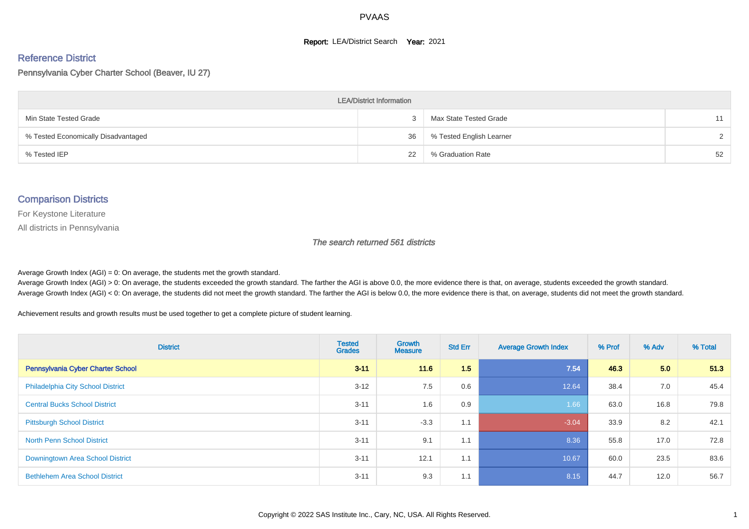# PVAAS

**Report:** LEA/District Search **Year:** 2021

## Reference District

Pennsylvania Cyber Charter School (Beaver, IU 27)

| LEA/District Information | | | |
|---|---|---|---|
| Min State Tested Grade | 3 | Max State Tested Grade | 11 |
| % Tested Economically Disadvantaged | 36 | % Tested English Learner | 2 |
| % Tested IEP | 22 | % Graduation Rate | 52 |

## Comparison Districts

For Keystone Literature

All districts in Pennsylvania

*The search returned 561 districts*

Average Growth Index (AGI) = 0: On average, the students met the growth standard.
Average Growth Index (AGI) > 0: On average, the students exceeded the growth standard. The farther the AGI is above 0.0, the more evidence there is that, on average, students exceeded the growth standard.
Average Growth Index (AGI) < 0: On average, the students did not meet the growth standard. The farther the AGI is below 0.0, the more evidence there is that, on average, students did not meet the growth standard.

Achievement results and growth results must be used together to get a complete picture of student learning.

| District | Tested Grades | Growth Measure | Std Err | Average Growth Index | % Prof | % Adv | % Total |
|---|---|---|---|---|---|---|---|
| **Pennsylvania Cyber Charter School** | **3-11** | **11.6** | **1.5** | **7.54** | **46.3** | **5.0** | **51.3** |
| Philadelphia City School District | 3-12 | 7.5 | 0.6 | 12.64 | 38.4 | 7.0 | 45.4 |
| Central Bucks School District | 3-11 | 1.6 | 0.9 | 1.66 | 63.0 | 16.8 | 79.8 |
| Pittsburgh School District | 3-11 | -3.3 | 1.1 | -3.04 | 33.9 | 8.2 | 42.1 |
| North Penn School District | 3-11 | 9.1 | 1.1 | 8.36 | 55.8 | 17.0 | 72.8 |
| Downingtown Area School District | 3-11 | 12.1 | 1.1 | 10.67 | 60.0 | 23.5 | 83.6 |
| Bethlehem Area School District | 3-11 | 9.3 | 1.1 | 8.15 | 44.7 | 12.0 | 56.7 |

Copyright © 2022 SAS Institute Inc., Cary, NC, USA. All Rights Reserved.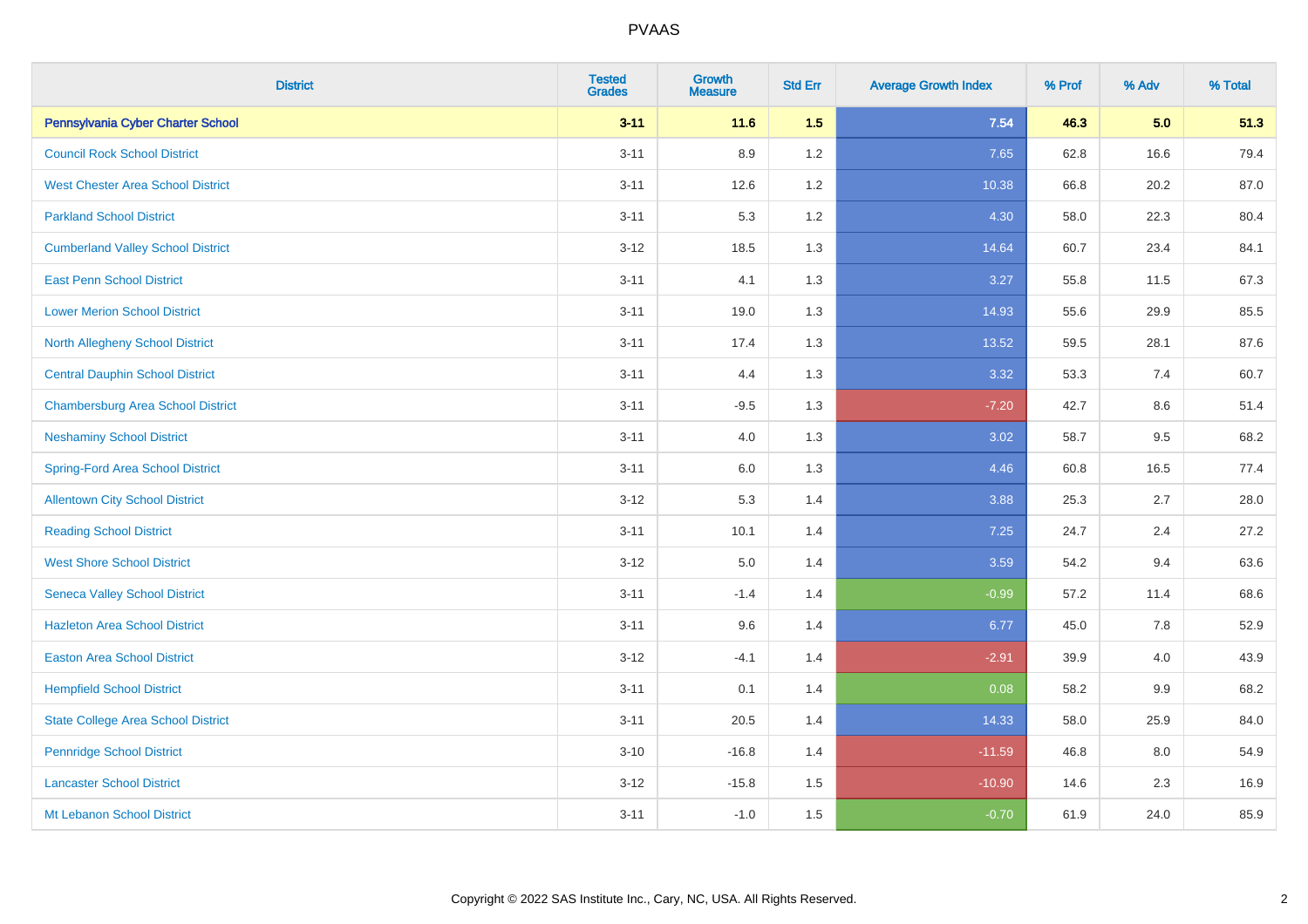| District | Tested Grades | Growth Measure | Std Err | Average Growth Index | % Prof | % Adv | % Total |
|---|---|---|---|---|---|---|---|
| **Pennsylvania Cyber Charter School** | **3-11** | **11.6** | **1.5** | **7.54** | **46.3** | **5.0** | **51.3** |
| Council Rock School District | 3-11 | 8.9 | 1.2 | 7.65 | 62.8 | 16.6 | 79.4 |
| West Chester Area School District | 3-11 | 12.6 | 1.2 | 10.38 | 66.8 | 20.2 | 87.0 |
| Parkland School District | 3-11 | 5.3 | 1.2 | 4.30 | 58.0 | 22.3 | 80.4 |
| Cumberland Valley School District | 3-12 | 18.5 | 1.3 | 14.64 | 60.7 | 23.4 | 84.1 |
| East Penn School District | 3-11 | 4.1 | 1.3 | 3.27 | 55.8 | 11.5 | 67.3 |
| Lower Merion School District | 3-11 | 19.0 | 1.3 | 14.93 | 55.6 | 29.9 | 85.5 |
| North Allegheny School District | 3-11 | 17.4 | 1.3 | 13.52 | 59.5 | 28.1 | 87.6 |
| Central Dauphin School District | 3-11 | 4.4 | 1.3 | 3.32 | 53.3 | 7.4 | 60.7 |
| Chambersburg Area School District | 3-11 | -9.5 | 1.3 | -7.20 | 42.7 | 8.6 | 51.4 |
| Neshaminy School District | 3-11 | 4.0 | 1.3 | 3.02 | 58.7 | 9.5 | 68.2 |
| Spring-Ford Area School District | 3-11 | 6.0 | 1.3 | 4.46 | 60.8 | 16.5 | 77.4 |
| Allentown City School District | 3-12 | 5.3 | 1.4 | 3.88 | 25.3 | 2.7 | 28.0 |
| Reading School District | 3-11 | 10.1 | 1.4 | 7.25 | 24.7 | 2.4 | 27.2 |
| West Shore School District | 3-12 | 5.0 | 1.4 | 3.59 | 54.2 | 9.4 | 63.6 |
| Seneca Valley School District | 3-11 | -1.4 | 1.4 | -0.99 | 57.2 | 11.4 | 68.6 |
| Hazleton Area School District | 3-11 | 9.6 | 1.4 | 6.77 | 45.0 | 7.8 | 52.9 |
| Easton Area School District | 3-12 | -4.1 | 1.4 | -2.91 | 39.9 | 4.0 | 43.9 |
| Hempfield School District | 3-11 | 0.1 | 1.4 | 0.08 | 58.2 | 9.9 | 68.2 |
| State College Area School District | 3-11 | 20.5 | 1.4 | 14.33 | 58.0 | 25.9 | 84.0 |
| Pennridge School District | 3-10 | -16.8 | 1.4 | -11.59 | 46.8 | 8.0 | 54.9 |
| Lancaster School District | 3-12 | -15.8 | 1.5 | -10.90 | 14.6 | 2.3 | 16.9 |
| Mt Lebanon School District | 3-11 | -1.0 | 1.5 | -0.70 | 61.9 | 24.0 | 85.9 |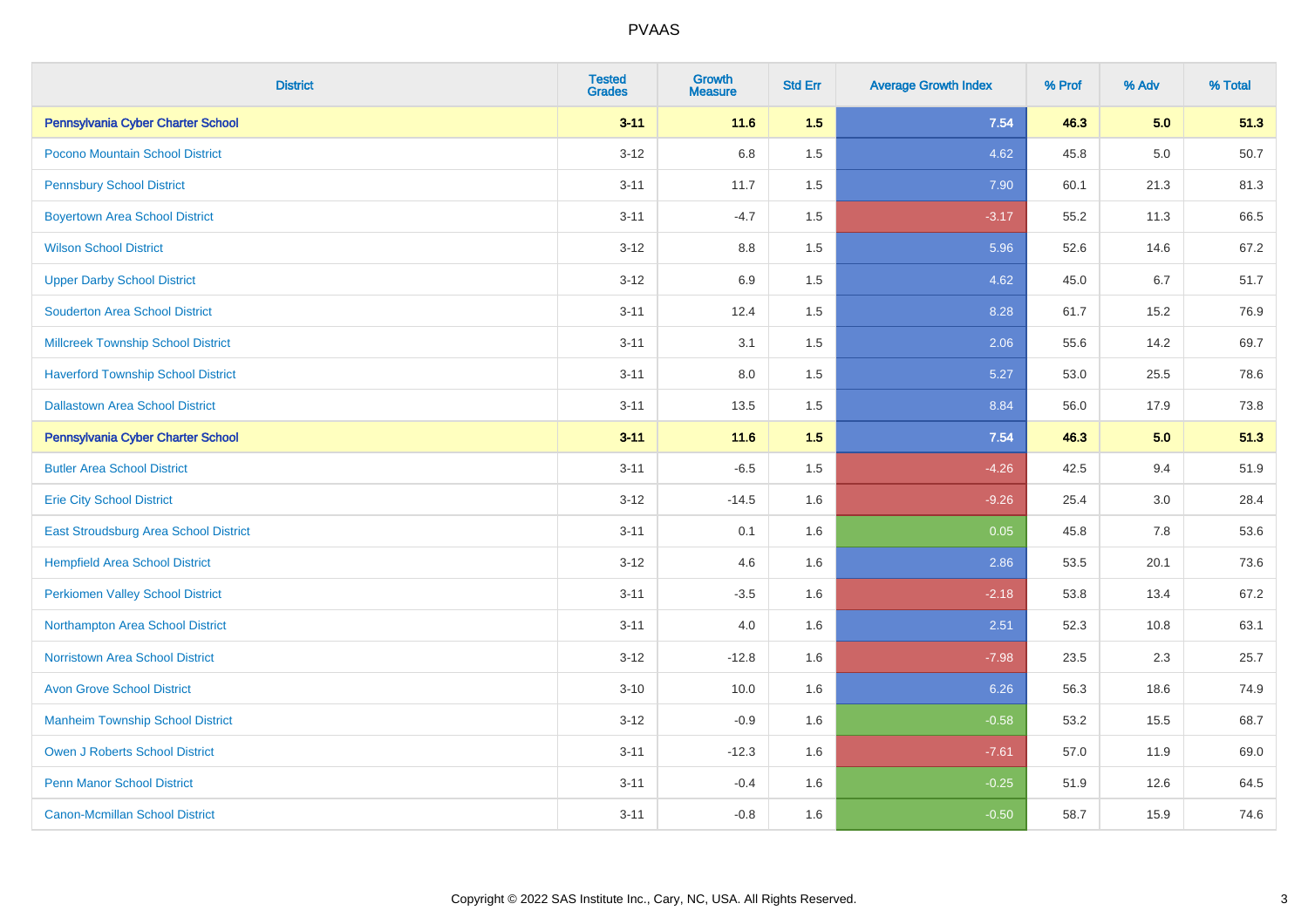# PVAAS

| District | Tested Grades | Growth Measure | Std Err | Average Growth Index | % Prof | % Adv | % Total |
|---|---|---|---|---|---|---|---|
| **Pennsylvania Cyber Charter School** | **3-11** | **11.6** | **1.5** | **7.54** | **46.3** | **5.0** | **51.3** |
| Pocono Mountain School District | 3-12 | 6.8 | 1.5 | 4.62 | 45.8 | 5.0 | 50.7 |
| Pennsbury School District | 3-11 | 11.7 | 1.5 | 7.90 | 60.1 | 21.3 | 81.3 |
| Boyertown Area School District | 3-11 | -4.7 | 1.5 | -3.17 | 55.2 | 11.3 | 66.5 |
| Wilson School District | 3-12 | 8.8 | 1.5 | 5.96 | 52.6 | 14.6 | 67.2 |
| Upper Darby School District | 3-12 | 6.9 | 1.5 | 4.62 | 45.0 | 6.7 | 51.7 |
| Souderton Area School District | 3-11 | 12.4 | 1.5 | 8.28 | 61.7 | 15.2 | 76.9 |
| Millcreek Township School District | 3-11 | 3.1 | 1.5 | 2.06 | 55.6 | 14.2 | 69.7 |
| Haverford Township School District | 3-11 | 8.0 | 1.5 | 5.27 | 53.0 | 25.5 | 78.6 |
| Dallastown Area School District | 3-11 | 13.5 | 1.5 | 8.84 | 56.0 | 17.9 | 73.8 |
| **Pennsylvania Cyber Charter School** | **3-11** | **11.6** | **1.5** | **7.54** | **46.3** | **5.0** | **51.3** |
| Butler Area School District | 3-11 | -6.5 | 1.5 | -4.26 | 42.5 | 9.4 | 51.9 |
| Erie City School District | 3-12 | -14.5 | 1.6 | -9.26 | 25.4 | 3.0 | 28.4 |
| East Stroudsburg Area School District | 3-11 | 0.1 | 1.6 | 0.05 | 45.8 | 7.8 | 53.6 |
| Hempfield Area School District | 3-12 | 4.6 | 1.6 | 2.86 | 53.5 | 20.1 | 73.6 |
| Perkiomen Valley School District | 3-11 | -3.5 | 1.6 | -2.18 | 53.8 | 13.4 | 67.2 |
| Northampton Area School District | 3-11 | 4.0 | 1.6 | 2.51 | 52.3 | 10.8 | 63.1 |
| Norristown Area School District | 3-12 | -12.8 | 1.6 | -7.98 | 23.5 | 2.3 | 25.7 |
| Avon Grove School District | 3-10 | 10.0 | 1.6 | 6.26 | 56.3 | 18.6 | 74.9 |
| Manheim Township School District | 3-12 | -0.9 | 1.6 | -0.58 | 53.2 | 15.5 | 68.7 |
| Owen J Roberts School District | 3-11 | -12.3 | 1.6 | -7.61 | 57.0 | 11.9 | 69.0 |
| Penn Manor School District | 3-11 | -0.4 | 1.6 | -0.25 | 51.9 | 12.6 | 64.5 |
| Canon-Mcmillan School District | 3-11 | -0.8 | 1.6 | -0.50 | 58.7 | 15.9 | 74.6 |

Copyright © 2022 SAS Institute Inc., Cary, NC, USA. All Rights Reserved.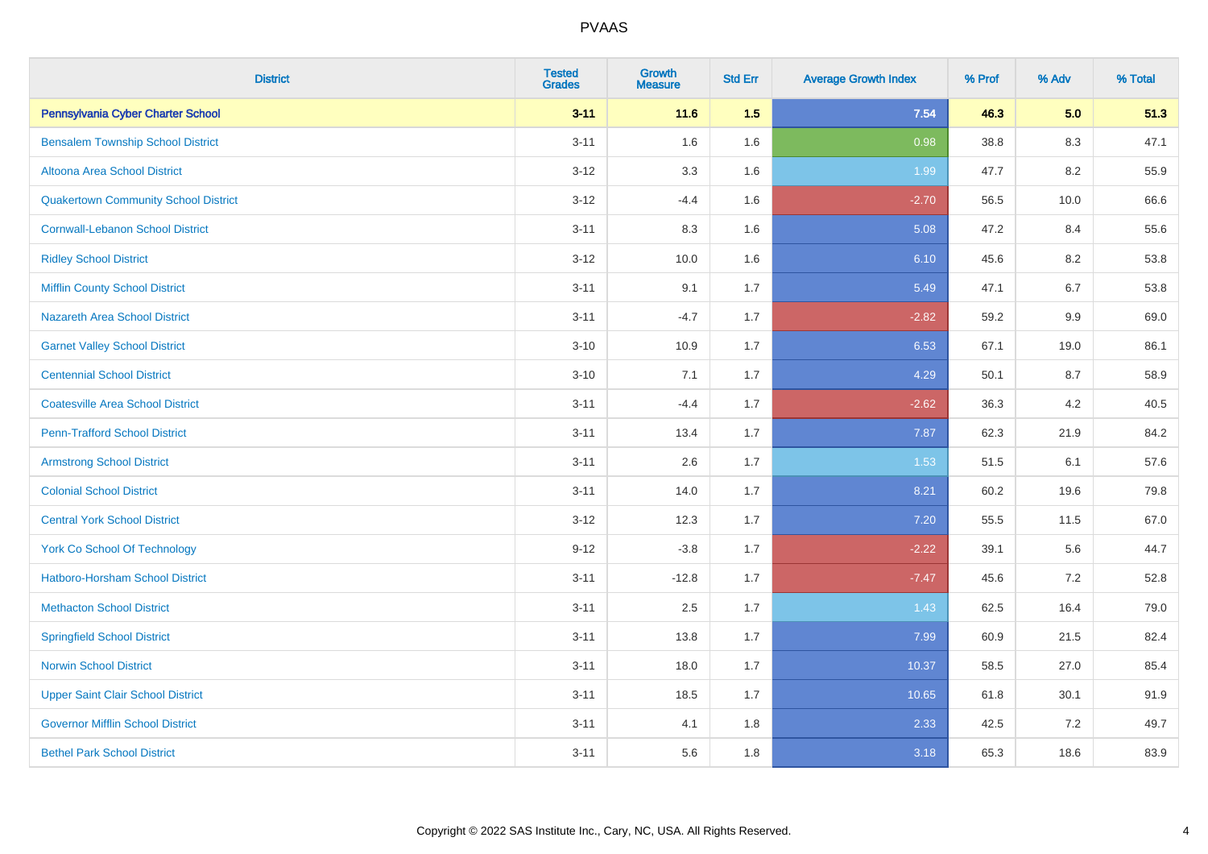# PVAAS

| District | Tested Grades | Growth Measure | Std Err | Average Growth Index | % Prof | % Adv | % Total |
|---|---|---|---|---|---|---|---|
| **Pennsylvania Cyber Charter School** | **3-11** | **11.6** | **1.5** | **7.54** | **46.3** | **5.0** | **51.3** |
| Bensalem Township School District | 3-11 | 1.6 | 1.6 | 0.98 | 38.8 | 8.3 | 47.1 |
| Altoona Area School District | 3-12 | 3.3 | 1.6 | 1.99 | 47.7 | 8.2 | 55.9 |
| Quakertown Community School District | 3-12 | -4.4 | 1.6 | -2.70 | 56.5 | 10.0 | 66.6 |
| Cornwall-Lebanon School District | 3-11 | 8.3 | 1.6 | 5.08 | 47.2 | 8.4 | 55.6 |
| Ridley School District | 3-12 | 10.0 | 1.6 | 6.10 | 45.6 | 8.2 | 53.8 |
| Mifflin County School District | 3-11 | 9.1 | 1.7 | 5.49 | 47.1 | 6.7 | 53.8 |
| Nazareth Area School District | 3-11 | -4.7 | 1.7 | -2.82 | 59.2 | 9.9 | 69.0 |
| Garnet Valley School District | 3-10 | 10.9 | 1.7 | 6.53 | 67.1 | 19.0 | 86.1 |
| Centennial School District | 3-10 | 7.1 | 1.7 | 4.29 | 50.1 | 8.7 | 58.9 |
| Coatesville Area School District | 3-11 | -4.4 | 1.7 | -2.62 | 36.3 | 4.2 | 40.5 |
| Penn-Trafford School District | 3-11 | 13.4 | 1.7 | 7.87 | 62.3 | 21.9 | 84.2 |
| Armstrong School District | 3-11 | 2.6 | 1.7 | 1.53 | 51.5 | 6.1 | 57.6 |
| Colonial School District | 3-11 | 14.0 | 1.7 | 8.21 | 60.2 | 19.6 | 79.8 |
| Central York School District | 3-12 | 12.3 | 1.7 | 7.20 | 55.5 | 11.5 | 67.0 |
| York Co School Of Technology | 9-12 | -3.8 | 1.7 | -2.22 | 39.1 | 5.6 | 44.7 |
| Hatboro-Horsham School District | 3-11 | -12.8 | 1.7 | -7.47 | 45.6 | 7.2 | 52.8 |
| Methacton School District | 3-11 | 2.5 | 1.7 | 1.43 | 62.5 | 16.4 | 79.0 |
| Springfield School District | 3-11 | 13.8 | 1.7 | 7.99 | 60.9 | 21.5 | 82.4 |
| Norwin School District | 3-11 | 18.0 | 1.7 | 10.37 | 58.5 | 27.0 | 85.4 |
| Upper Saint Clair School District | 3-11 | 18.5 | 1.7 | 10.65 | 61.8 | 30.1 | 91.9 |
| Governor Mifflin School District | 3-11 | 4.1 | 1.8 | 2.33 | 42.5 | 7.2 | 49.7 |
| Bethel Park School District | 3-11 | 5.6 | 1.8 | 3.18 | 65.3 | 18.6 | 83.9 |

Copyright © 2022 SAS Institute Inc., Cary, NC, USA. All Rights Reserved.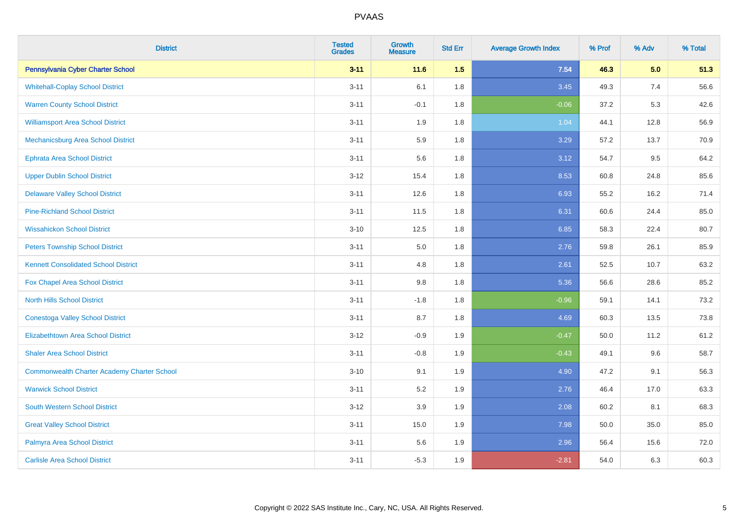| District | Tested Grades | Growth Measure | Std Err | Average Growth Index | % Prof | % Adv | % Total |
|---|---|---|---|---|---|---|---|
| **Pennsylvania Cyber Charter School** | **3-11** | **11.6** | **1.5** | **7.54** | **46.3** | **5.0** | **51.3** |
| Whitehall-Coplay School District | 3-11 | 6.1 | 1.8 | 3.45 | 49.3 | 7.4 | 56.6 |
| Warren County School District | 3-11 | -0.1 | 1.8 | -0.06 | 37.2 | 5.3 | 42.6 |
| Williamsport Area School District | 3-11 | 1.9 | 1.8 | 1.04 | 44.1 | 12.8 | 56.9 |
| Mechanicsburg Area School District | 3-11 | 5.9 | 1.8 | 3.29 | 57.2 | 13.7 | 70.9 |
| Ephrata Area School District | 3-11 | 5.6 | 1.8 | 3.12 | 54.7 | 9.5 | 64.2 |
| Upper Dublin School District | 3-12 | 15.4 | 1.8 | 8.53 | 60.8 | 24.8 | 85.6 |
| Delaware Valley School District | 3-11 | 12.6 | 1.8 | 6.93 | 55.2 | 16.2 | 71.4 |
| Pine-Richland School District | 3-11 | 11.5 | 1.8 | 6.31 | 60.6 | 24.4 | 85.0 |
| Wissahickon School District | 3-10 | 12.5 | 1.8 | 6.85 | 58.3 | 22.4 | 80.7 |
| Peters Township School District | 3-11 | 5.0 | 1.8 | 2.76 | 59.8 | 26.1 | 85.9 |
| Kennett Consolidated School District | 3-11 | 4.8 | 1.8 | 2.61 | 52.5 | 10.7 | 63.2 |
| Fox Chapel Area School District | 3-11 | 9.8 | 1.8 | 5.36 | 56.6 | 28.6 | 85.2 |
| North Hills School District | 3-11 | -1.8 | 1.8 | -0.96 | 59.1 | 14.1 | 73.2 |
| Conestoga Valley School District | 3-11 | 8.7 | 1.8 | 4.69 | 60.3 | 13.5 | 73.8 |
| Elizabethtown Area School District | 3-12 | -0.9 | 1.9 | -0.47 | 50.0 | 11.2 | 61.2 |
| Shaler Area School District | 3-11 | -0.8 | 1.9 | -0.43 | 49.1 | 9.6 | 58.7 |
| Commonwealth Charter Academy Charter School | 3-10 | 9.1 | 1.9 | 4.90 | 47.2 | 9.1 | 56.3 |
| Warwick School District | 3-11 | 5.2 | 1.9 | 2.76 | 46.4 | 17.0 | 63.3 |
| South Western School District | 3-12 | 3.9 | 1.9 | 2.08 | 60.2 | 8.1 | 68.3 |
| Great Valley School District | 3-11 | 15.0 | 1.9 | 7.98 | 50.0 | 35.0 | 85.0 |
| Palmyra Area School District | 3-11 | 5.6 | 1.9 | 2.96 | 56.4 | 15.6 | 72.0 |
| Carlisle Area School District | 3-11 | -5.3 | 1.9 | -2.81 | 54.0 | 6.3 | 60.3 |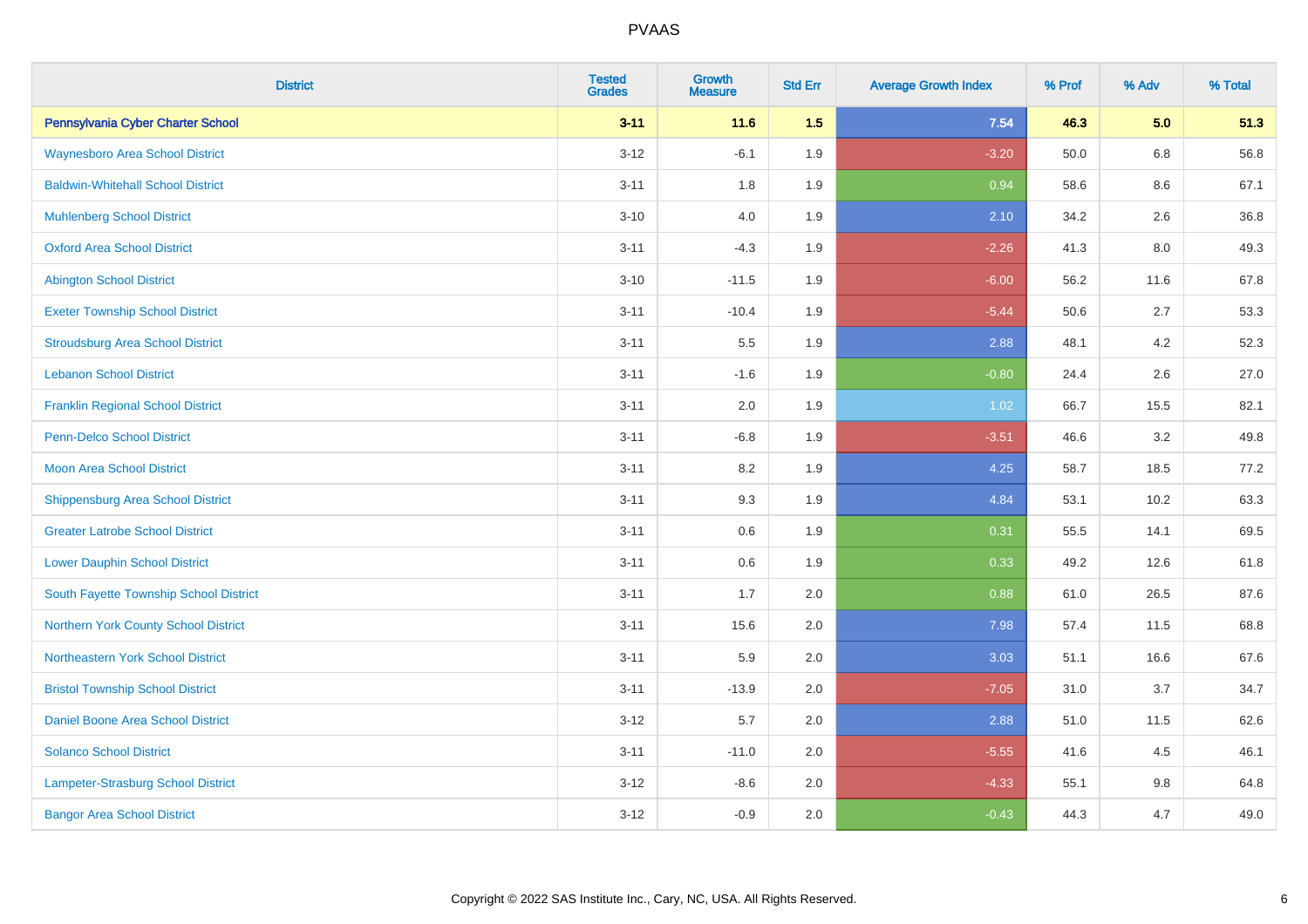| District | Tested Grades | Growth Measure | Std Err | Average Growth Index | % Prof | % Adv | % Total |
|---|---|---|---|---|---|---|---|
| **Pennsylvania Cyber Charter School** | **3-11** | **11.6** | **1.5** | **7.54** | **46.3** | **5.0** | **51.3** |
| Waynesboro Area School District | 3-12 | -6.1 | 1.9 | -3.20 | 50.0 | 6.8 | 56.8 |
| Baldwin-Whitehall School District | 3-11 | 1.8 | 1.9 | 0.94 | 58.6 | 8.6 | 67.1 |
| Muhlenberg School District | 3-10 | 4.0 | 1.9 | 2.10 | 34.2 | 2.6 | 36.8 |
| Oxford Area School District | 3-11 | -4.3 | 1.9 | -2.26 | 41.3 | 8.0 | 49.3 |
| Abington School District | 3-10 | -11.5 | 1.9 | -6.00 | 56.2 | 11.6 | 67.8 |
| Exeter Township School District | 3-11 | -10.4 | 1.9 | -5.44 | 50.6 | 2.7 | 53.3 |
| Stroudsburg Area School District | 3-11 | 5.5 | 1.9 | 2.88 | 48.1 | 4.2 | 52.3 |
| Lebanon School District | 3-11 | -1.6 | 1.9 | -0.80 | 24.4 | 2.6 | 27.0 |
| Franklin Regional School District | 3-11 | 2.0 | 1.9 | 1.02 | 66.7 | 15.5 | 82.1 |
| Penn-Delco School District | 3-11 | -6.8 | 1.9 | -3.51 | 46.6 | 3.2 | 49.8 |
| Moon Area School District | 3-11 | 8.2 | 1.9 | 4.25 | 58.7 | 18.5 | 77.2 |
| Shippensburg Area School District | 3-11 | 9.3 | 1.9 | 4.84 | 53.1 | 10.2 | 63.3 |
| Greater Latrobe School District | 3-11 | 0.6 | 1.9 | 0.31 | 55.5 | 14.1 | 69.5 |
| Lower Dauphin School District | 3-11 | 0.6 | 1.9 | 0.33 | 49.2 | 12.6 | 61.8 |
| South Fayette Township School District | 3-11 | 1.7 | 2.0 | 0.88 | 61.0 | 26.5 | 87.6 |
| Northern York County School District | 3-11 | 15.6 | 2.0 | 7.98 | 57.4 | 11.5 | 68.8 |
| Northeastern York School District | 3-11 | 5.9 | 2.0 | 3.03 | 51.1 | 16.6 | 67.6 |
| Bristol Township School District | 3-11 | -13.9 | 2.0 | -7.05 | 31.0 | 3.7 | 34.7 |
| Daniel Boone Area School District | 3-12 | 5.7 | 2.0 | 2.88 | 51.0 | 11.5 | 62.6 |
| Solanco School District | 3-11 | -11.0 | 2.0 | -5.55 | 41.6 | 4.5 | 46.1 |
| Lampeter-Strasburg School District | 3-12 | -8.6 | 2.0 | -4.33 | 55.1 | 9.8 | 64.8 |
| Bangor Area School District | 3-12 | -0.9 | 2.0 | -0.43 | 44.3 | 4.7 | 49.0 |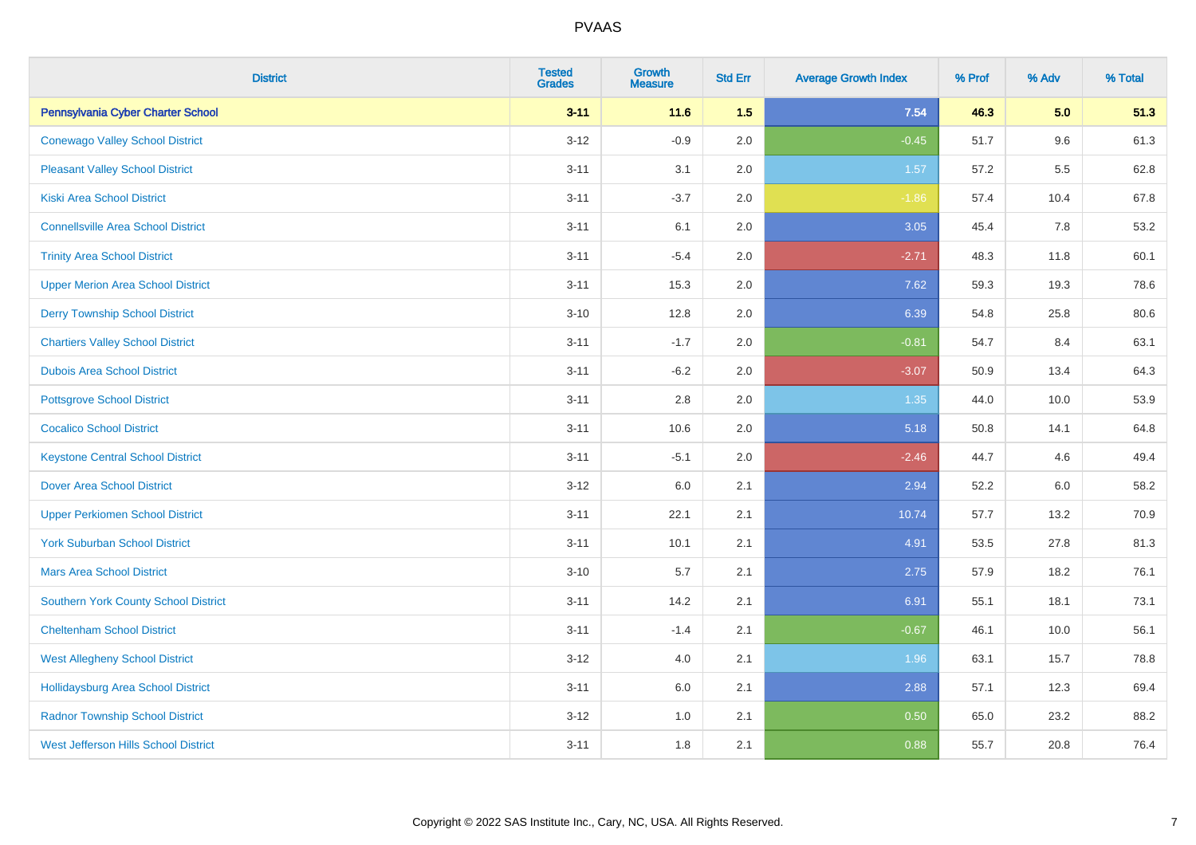# PVAAS

| District | Tested Grades | Growth Measure | Std Err | Average Growth Index | % Prof | % Adv | % Total |
|---|---|---|---|---|---|---|---|
| **Pennsylvania Cyber Charter School** | **3-11** | **11.6** | **1.5** | **7.54** | **46.3** | **5.0** | **51.3** |
| Conewago Valley School District | 3-12 | -0.9 | 2.0 | -0.45 | 51.7 | 9.6 | 61.3 |
| Pleasant Valley School District | 3-11 | 3.1 | 2.0 | 1.57 | 57.2 | 5.5 | 62.8 |
| Kiski Area School District | 3-11 | -3.7 | 2.0 | -1.86 | 57.4 | 10.4 | 67.8 |
| Connellsville Area School District | 3-11 | 6.1 | 2.0 | 3.05 | 45.4 | 7.8 | 53.2 |
| Trinity Area School District | 3-11 | -5.4 | 2.0 | -2.71 | 48.3 | 11.8 | 60.1 |
| Upper Merion Area School District | 3-11 | 15.3 | 2.0 | 7.62 | 59.3 | 19.3 | 78.6 |
| Derry Township School District | 3-10 | 12.8 | 2.0 | 6.39 | 54.8 | 25.8 | 80.6 |
| Chartiers Valley School District | 3-11 | -1.7 | 2.0 | -0.81 | 54.7 | 8.4 | 63.1 |
| Dubois Area School District | 3-11 | -6.2 | 2.0 | -3.07 | 50.9 | 13.4 | 64.3 |
| Pottsgrove School District | 3-11 | 2.8 | 2.0 | 1.35 | 44.0 | 10.0 | 53.9 |
| Cocalico School District | 3-11 | 10.6 | 2.0 | 5.18 | 50.8 | 14.1 | 64.8 |
| Keystone Central School District | 3-11 | -5.1 | 2.0 | -2.46 | 44.7 | 4.6 | 49.4 |
| Dover Area School District | 3-12 | 6.0 | 2.1 | 2.94 | 52.2 | 6.0 | 58.2 |
| Upper Perkiomen School District | 3-11 | 22.1 | 2.1 | 10.74 | 57.7 | 13.2 | 70.9 |
| York Suburban School District | 3-11 | 10.1 | 2.1 | 4.91 | 53.5 | 27.8 | 81.3 |
| Mars Area School District | 3-10 | 5.7 | 2.1 | 2.75 | 57.9 | 18.2 | 76.1 |
| Southern York County School District | 3-11 | 14.2 | 2.1 | 6.91 | 55.1 | 18.1 | 73.1 |
| Cheltenham School District | 3-11 | -1.4 | 2.1 | -0.67 | 46.1 | 10.0 | 56.1 |
| West Allegheny School District | 3-12 | 4.0 | 2.1 | 1.96 | 63.1 | 15.7 | 78.8 |
| Hollidaysburg Area School District | 3-11 | 6.0 | 2.1 | 2.88 | 57.1 | 12.3 | 69.4 |
| Radnor Township School District | 3-12 | 1.0 | 2.1 | 0.50 | 65.0 | 23.2 | 88.2 |
| West Jefferson Hills School District | 3-11 | 1.8 | 2.1 | 0.88 | 55.7 | 20.8 | 76.4 |

Copyright © 2022 SAS Institute Inc., Cary, NC, USA. All Rights Reserved.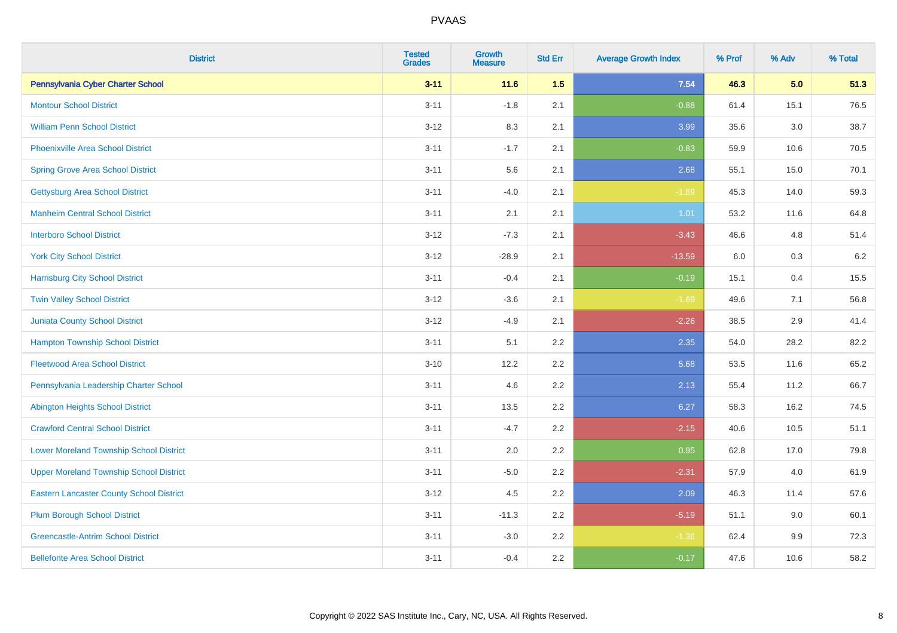| District | Tested Grades | Growth Measure | Std Err | Average Growth Index | % Prof | % Adv | % Total |
|---|---|---|---|---|---|---|---|
| **Pennsylvania Cyber Charter School** | **3-11** | **11.6** | **1.5** | **7.54** | **46.3** | **5.0** | **51.3** |
| Montour School District | 3-11 | -1.8 | 2.1 | -0.88 | 61.4 | 15.1 | 76.5 |
| William Penn School District | 3-12 | 8.3 | 2.1 | 3.99 | 35.6 | 3.0 | 38.7 |
| Phoenixville Area School District | 3-11 | -1.7 | 2.1 | -0.83 | 59.9 | 10.6 | 70.5 |
| Spring Grove Area School District | 3-11 | 5.6 | 2.1 | 2.68 | 55.1 | 15.0 | 70.1 |
| Gettysburg Area School District | 3-11 | -4.0 | 2.1 | -1.89 | 45.3 | 14.0 | 59.3 |
| Manheim Central School District | 3-11 | 2.1 | 2.1 | 1.01 | 53.2 | 11.6 | 64.8 |
| Interboro School District | 3-12 | -7.3 | 2.1 | -3.43 | 46.6 | 4.8 | 51.4 |
| York City School District | 3-12 | -28.9 | 2.1 | -13.59 | 6.0 | 0.3 | 6.2 |
| Harrisburg City School District | 3-11 | -0.4 | 2.1 | -0.19 | 15.1 | 0.4 | 15.5 |
| Twin Valley School District | 3-12 | -3.6 | 2.1 | -1.69 | 49.6 | 7.1 | 56.8 |
| Juniata County School District | 3-12 | -4.9 | 2.1 | -2.26 | 38.5 | 2.9 | 41.4 |
| Hampton Township School District | 3-11 | 5.1 | 2.2 | 2.35 | 54.0 | 28.2 | 82.2 |
| Fleetwood Area School District | 3-10 | 12.2 | 2.2 | 5.68 | 53.5 | 11.6 | 65.2 |
| Pennsylvania Leadership Charter School | 3-11 | 4.6 | 2.2 | 2.13 | 55.4 | 11.2 | 66.7 |
| Abington Heights School District | 3-11 | 13.5 | 2.2 | 6.27 | 58.3 | 16.2 | 74.5 |
| Crawford Central School District | 3-11 | -4.7 | 2.2 | -2.15 | 40.6 | 10.5 | 51.1 |
| Lower Moreland Township School District | 3-11 | 2.0 | 2.2 | 0.95 | 62.8 | 17.0 | 79.8 |
| Upper Moreland Township School District | 3-11 | -5.0 | 2.2 | -2.31 | 57.9 | 4.0 | 61.9 |
| Eastern Lancaster County School District | 3-12 | 4.5 | 2.2 | 2.09 | 46.3 | 11.4 | 57.6 |
| Plum Borough School District | 3-11 | -11.3 | 2.2 | -5.19 | 51.1 | 9.0 | 60.1 |
| Greencastle-Antrim School District | 3-11 | -3.0 | 2.2 | -1.36 | 62.4 | 9.9 | 72.3 |
| Bellefonte Area School District | 3-11 | -0.4 | 2.2 | -0.17 | 47.6 | 10.6 | 58.2 |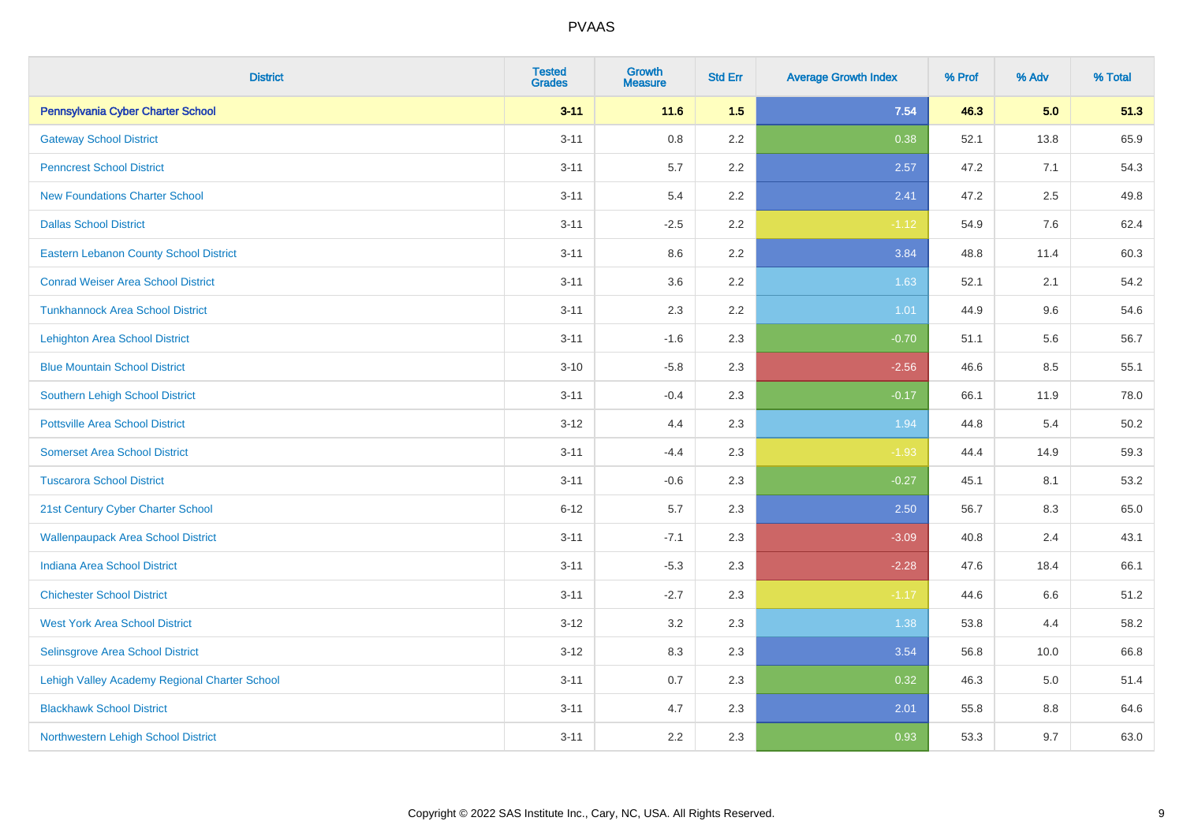# PVAAS

| District | Tested Grades | Growth Measure | Std Err | Average Growth Index | % Prof | % Adv | % Total |
|---|---|---|---|---|---|---|---|
| **Pennsylvania Cyber Charter School** | **3-11** | **11.6** | **1.5** | **7.54** | **46.3** | **5.0** | **51.3** |
| Gateway School District | 3-11 | 0.8 | 2.2 | 0.38 | 52.1 | 13.8 | 65.9 |
| Penncrest School District | 3-11 | 5.7 | 2.2 | 2.57 | 47.2 | 7.1 | 54.3 |
| New Foundations Charter School | 3-11 | 5.4 | 2.2 | 2.41 | 47.2 | 2.5 | 49.8 |
| Dallas School District | 3-11 | -2.5 | 2.2 | -1.12 | 54.9 | 7.6 | 62.4 |
| Eastern Lebanon County School District | 3-11 | 8.6 | 2.2 | 3.84 | 48.8 | 11.4 | 60.3 |
| Conrad Weiser Area School District | 3-11 | 3.6 | 2.2 | 1.63 | 52.1 | 2.1 | 54.2 |
| Tunkhannock Area School District | 3-11 | 2.3 | 2.2 | 1.01 | 44.9 | 9.6 | 54.6 |
| Lehighton Area School District | 3-11 | -1.6 | 2.3 | -0.70 | 51.1 | 5.6 | 56.7 |
| Blue Mountain School District | 3-10 | -5.8 | 2.3 | -2.56 | 46.6 | 8.5 | 55.1 |
| Southern Lehigh School District | 3-11 | -0.4 | 2.3 | -0.17 | 66.1 | 11.9 | 78.0 |
| Pottsville Area School District | 3-12 | 4.4 | 2.3 | 1.94 | 44.8 | 5.4 | 50.2 |
| Somerset Area School District | 3-11 | -4.4 | 2.3 | -1.93 | 44.4 | 14.9 | 59.3 |
| Tuscarora School District | 3-11 | -0.6 | 2.3 | -0.27 | 45.1 | 8.1 | 53.2 |
| 21st Century Cyber Charter School | 6-12 | 5.7 | 2.3 | 2.50 | 56.7 | 8.3 | 65.0 |
| Wallenpaupack Area School District | 3-11 | -7.1 | 2.3 | -3.09 | 40.8 | 2.4 | 43.1 |
| Indiana Area School District | 3-11 | -5.3 | 2.3 | -2.28 | 47.6 | 18.4 | 66.1 |
| Chichester School District | 3-11 | -2.7 | 2.3 | -1.17 | 44.6 | 6.6 | 51.2 |
| West York Area School District | 3-12 | 3.2 | 2.3 | 1.38 | 53.8 | 4.4 | 58.2 |
| Selinsgrove Area School District | 3-12 | 8.3 | 2.3 | 3.54 | 56.8 | 10.0 | 66.8 |
| Lehigh Valley Academy Regional Charter School | 3-11 | 0.7 | 2.3 | 0.32 | 46.3 | 5.0 | 51.4 |
| Blackhawk School District | 3-11 | 4.7 | 2.3 | 2.01 | 55.8 | 8.8 | 64.6 |
| Northwestern Lehigh School District | 3-11 | 2.2 | 2.3 | 0.93 | 53.3 | 9.7 | 63.0 |

Copyright © 2022 SAS Institute Inc., Cary, NC, USA. All Rights Reserved.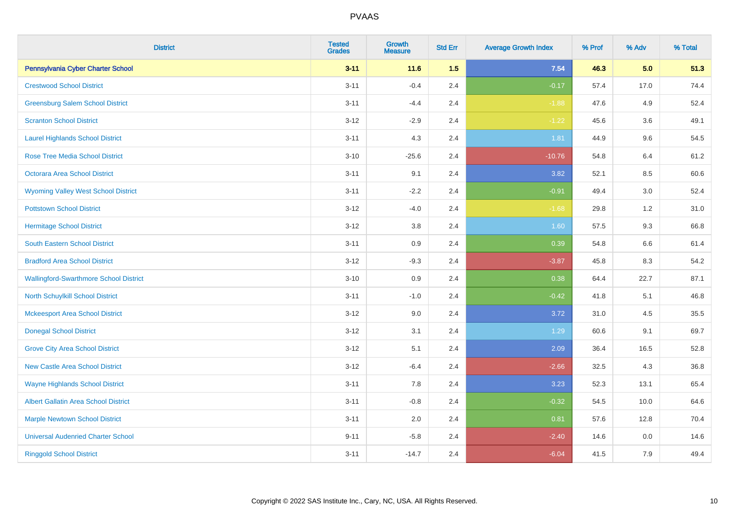| District | Tested Grades | Growth Measure | Std Err | Average Growth Index | % Prof | % Adv | % Total |
|---|---|---|---|---|---|---|---|
| **Pennsylvania Cyber Charter School** | **3-11** | **11.6** | **1.5** | **7.54** | **46.3** | **5.0** | **51.3** |
| Crestwood School District | 3-11 | -0.4 | 2.4 | -0.17 | 57.4 | 17.0 | 74.4 |
| Greensburg Salem School District | 3-11 | -4.4 | 2.4 | -1.88 | 47.6 | 4.9 | 52.4 |
| Scranton School District | 3-12 | -2.9 | 2.4 | -1.22 | 45.6 | 3.6 | 49.1 |
| Laurel Highlands School District | 3-11 | 4.3 | 2.4 | 1.81 | 44.9 | 9.6 | 54.5 |
| Rose Tree Media School District | 3-10 | -25.6 | 2.4 | -10.76 | 54.8 | 6.4 | 61.2 |
| Octorara Area School District | 3-11 | 9.1 | 2.4 | 3.82 | 52.1 | 8.5 | 60.6 |
| Wyoming Valley West School District | 3-11 | -2.2 | 2.4 | -0.91 | 49.4 | 3.0 | 52.4 |
| Pottstown School District | 3-12 | -4.0 | 2.4 | -1.68 | 29.8 | 1.2 | 31.0 |
| Hermitage School District | 3-12 | 3.8 | 2.4 | 1.60 | 57.5 | 9.3 | 66.8 |
| South Eastern School District | 3-11 | 0.9 | 2.4 | 0.39 | 54.8 | 6.6 | 61.4 |
| Bradford Area School District | 3-12 | -9.3 | 2.4 | -3.87 | 45.8 | 8.3 | 54.2 |
| Wallingford-Swarthmore School District | 3-10 | 0.9 | 2.4 | 0.38 | 64.4 | 22.7 | 87.1 |
| North Schuylkill School District | 3-11 | -1.0 | 2.4 | -0.42 | 41.8 | 5.1 | 46.8 |
| Mckeesport Area School District | 3-12 | 9.0 | 2.4 | 3.72 | 31.0 | 4.5 | 35.5 |
| Donegal School District | 3-12 | 3.1 | 2.4 | 1.29 | 60.6 | 9.1 | 69.7 |
| Grove City Area School District | 3-12 | 5.1 | 2.4 | 2.09 | 36.4 | 16.5 | 52.8 |
| New Castle Area School District | 3-12 | -6.4 | 2.4 | -2.66 | 32.5 | 4.3 | 36.8 |
| Wayne Highlands School District | 3-11 | 7.8 | 2.4 | 3.23 | 52.3 | 13.1 | 65.4 |
| Albert Gallatin Area School District | 3-11 | -0.8 | 2.4 | -0.32 | 54.5 | 10.0 | 64.6 |
| Marple Newtown School District | 3-11 | 2.0 | 2.4 | 0.81 | 57.6 | 12.8 | 70.4 |
| Universal Audenried Charter School | 9-11 | -5.8 | 2.4 | -2.40 | 14.6 | 0.0 | 14.6 |
| Ringgold School District | 3-11 | -14.7 | 2.4 | -6.04 | 41.5 | 7.9 | 49.4 |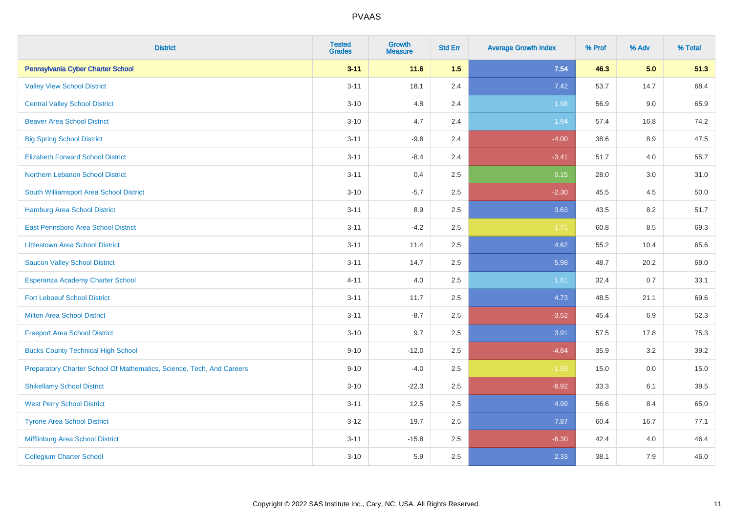# PVAAS

| District | Tested Grades | Growth Measure | Std Err | Average Growth Index | % Prof | % Adv | % Total |
|---|---|---|---|---|---|---|---|
| **Pennsylvania Cyber Charter School** | **3-11** | **11.6** | **1.5** | **7.54** | **46.3** | **5.0** | **51.3** |
| Valley View School District | 3-11 | 18.1 | 2.4 | 7.42 | 53.7 | 14.7 | 68.4 |
| Central Valley School District | 3-10 | 4.8 | 2.4 | 1.98 | 56.9 | 9.0 | 65.9 |
| Beaver Area School District | 3-10 | 4.7 | 2.4 | 1.94 | 57.4 | 16.8 | 74.2 |
| Big Spring School District | 3-11 | -9.8 | 2.4 | -4.00 | 38.6 | 8.9 | 47.5 |
| Elizabeth Forward School District | 3-11 | -8.4 | 2.4 | -3.41 | 51.7 | 4.0 | 55.7 |
| Northern Lebanon School District | 3-11 | 0.4 | 2.5 | 0.15 | 28.0 | 3.0 | 31.0 |
| South Williamsport Area School District | 3-10 | -5.7 | 2.5 | -2.30 | 45.5 | 4.5 | 50.0 |
| Hamburg Area School District | 3-11 | 8.9 | 2.5 | 3.63 | 43.5 | 8.2 | 51.7 |
| East Pennsboro Area School District | 3-11 | -4.2 | 2.5 | -1.71 | 60.8 | 8.5 | 69.3 |
| Littlestown Area School District | 3-11 | 11.4 | 2.5 | 4.62 | 55.2 | 10.4 | 65.6 |
| Saucon Valley School District | 3-11 | 14.7 | 2.5 | 5.98 | 48.7 | 20.2 | 69.0 |
| Esperanza Academy Charter School | 4-11 | 4.0 | 2.5 | 1.61 | 32.4 | 0.7 | 33.1 |
| Fort Leboeuf School District | 3-11 | 11.7 | 2.5 | 4.73 | 48.5 | 21.1 | 69.6 |
| Milton Area School District | 3-11 | -8.7 | 2.5 | -3.52 | 45.4 | 6.9 | 52.3 |
| Freeport Area School District | 3-10 | 9.7 | 2.5 | 3.91 | 57.5 | 17.8 | 75.3 |
| Bucks County Technical High School | 9-10 | -12.0 | 2.5 | -4.84 | 35.9 | 3.2 | 39.2 |
| Preparatory Charter School Of Mathematics, Science, Tech, And Careers | 9-10 | -4.0 | 2.5 | -1.59 | 15.0 | 0.0 | 15.0 |
| Shikellamy School District | 3-10 | -22.3 | 2.5 | -8.92 | 33.3 | 6.1 | 39.5 |
| West Perry School District | 3-11 | 12.5 | 2.5 | 4.99 | 56.6 | 8.4 | 65.0 |
| Tyrone Area School District | 3-12 | 19.7 | 2.5 | 7.87 | 60.4 | 16.7 | 77.1 |
| Mifflinburg Area School District | 3-11 | -15.8 | 2.5 | -6.30 | 42.4 | 4.0 | 46.4 |
| Collegium Charter School | 3-10 | 5.9 | 2.5 | 2.33 | 38.1 | 7.9 | 46.0 |

Copyright © 2022 SAS Institute Inc., Cary, NC, USA. All Rights Reserved.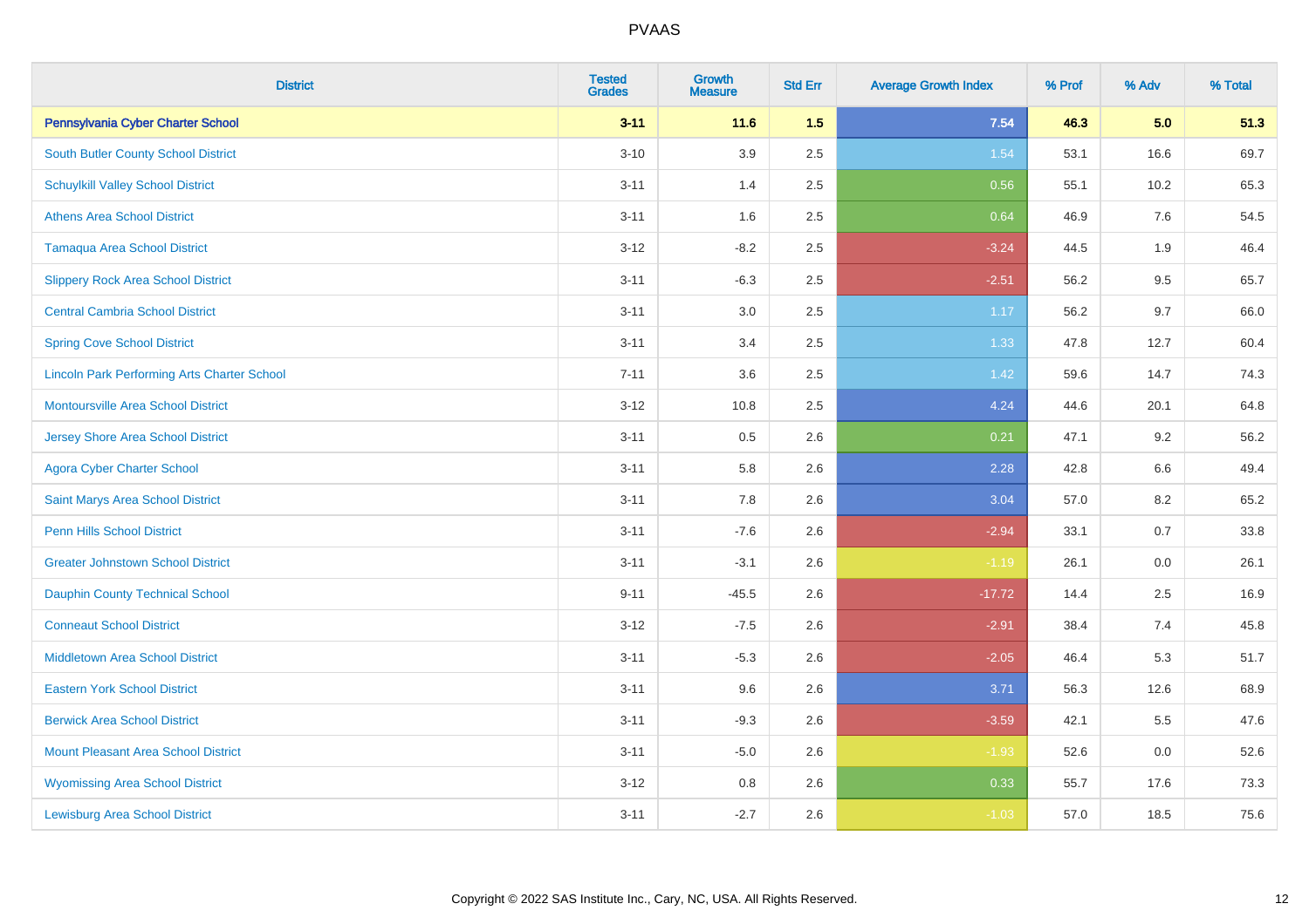# PVAAS

| District | Tested Grades | Growth Measure | Std Err | Average Growth Index | % Prof | % Adv | % Total |
|---|---|---|---|---|---|---|---|
| **Pennsylvania Cyber Charter School** | **3-11** | **11.6** | **1.5** | **7.54** | **46.3** | **5.0** | **51.3** |
| South Butler County School District | 3-10 | 3.9 | 2.5 | 1.54 | 53.1 | 16.6 | 69.7 |
| Schuylkill Valley School District | 3-11 | 1.4 | 2.5 | 0.56 | 55.1 | 10.2 | 65.3 |
| Athens Area School District | 3-11 | 1.6 | 2.5 | 0.64 | 46.9 | 7.6 | 54.5 |
| Tamaqua Area School District | 3-12 | -8.2 | 2.5 | -3.24 | 44.5 | 1.9 | 46.4 |
| Slippery Rock Area School District | 3-11 | -6.3 | 2.5 | -2.51 | 56.2 | 9.5 | 65.7 |
| Central Cambria School District | 3-11 | 3.0 | 2.5 | 1.17 | 56.2 | 9.7 | 66.0 |
| Spring Cove School District | 3-11 | 3.4 | 2.5 | 1.33 | 47.8 | 12.7 | 60.4 |
| Lincoln Park Performing Arts Charter School | 7-11 | 3.6 | 2.5 | 1.42 | 59.6 | 14.7 | 74.3 |
| Montoursville Area School District | 3-12 | 10.8 | 2.5 | 4.24 | 44.6 | 20.1 | 64.8 |
| Jersey Shore Area School District | 3-11 | 0.5 | 2.6 | 0.21 | 47.1 | 9.2 | 56.2 |
| Agora Cyber Charter School | 3-11 | 5.8 | 2.6 | 2.28 | 42.8 | 6.6 | 49.4 |
| Saint Marys Area School District | 3-11 | 7.8 | 2.6 | 3.04 | 57.0 | 8.2 | 65.2 |
| Penn Hills School District | 3-11 | -7.6 | 2.6 | -2.94 | 33.1 | 0.7 | 33.8 |
| Greater Johnstown School District | 3-11 | -3.1 | 2.6 | -1.19 | 26.1 | 0.0 | 26.1 |
| Dauphin County Technical School | 9-11 | -45.5 | 2.6 | -17.72 | 14.4 | 2.5 | 16.9 |
| Conneaut School District | 3-12 | -7.5 | 2.6 | -2.91 | 38.4 | 7.4 | 45.8 |
| Middletown Area School District | 3-11 | -5.3 | 2.6 | -2.05 | 46.4 | 5.3 | 51.7 |
| Eastern York School District | 3-11 | 9.6 | 2.6 | 3.71 | 56.3 | 12.6 | 68.9 |
| Berwick Area School District | 3-11 | -9.3 | 2.6 | -3.59 | 42.1 | 5.5 | 47.6 |
| Mount Pleasant Area School District | 3-11 | -5.0 | 2.6 | -1.93 | 52.6 | 0.0 | 52.6 |
| Wyomissing Area School District | 3-12 | 0.8 | 2.6 | 0.33 | 55.7 | 17.6 | 73.3 |
| Lewisburg Area School District | 3-11 | -2.7 | 2.6 | -1.03 | 57.0 | 18.5 | 75.6 |

Copyright © 2022 SAS Institute Inc., Cary, NC, USA. All Rights Reserved.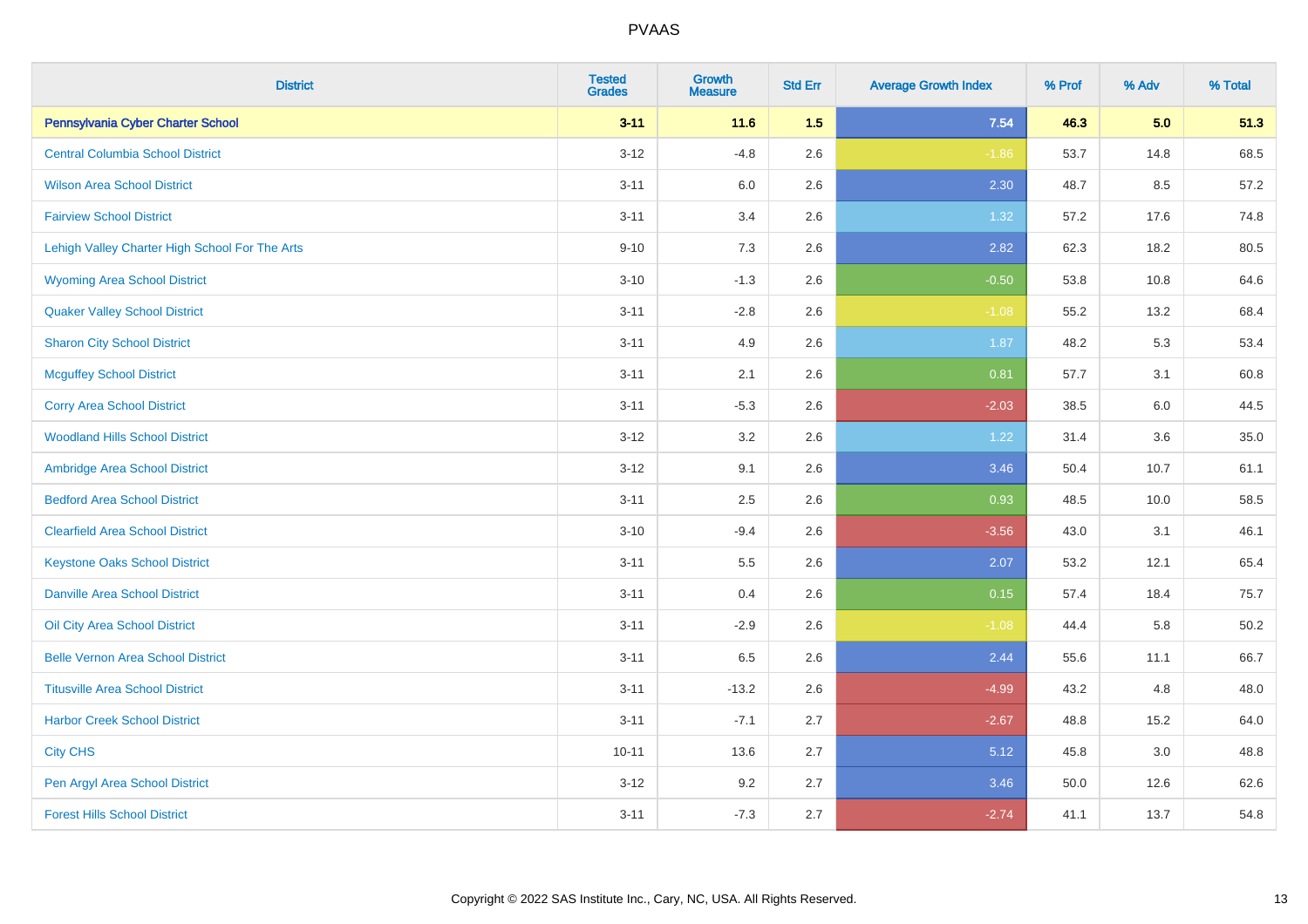PVAAS

| District | Tested Grades | Growth Measure | Std Err | Average Growth Index | % Prof | % Adv | % Total |
|---|---|---|---|---|---|---|---|
| **Pennsylvania Cyber Charter School** | **3-11** | **11.6** | **1.5** | **7.54** | **46.3** | **5.0** | **51.3** |
| Central Columbia School District | 3-12 | -4.8 | 2.6 | -1.86 | 53.7 | 14.8 | 68.5 |
| Wilson Area School District | 3-11 | 6.0 | 2.6 | 2.30 | 48.7 | 8.5 | 57.2 |
| Fairview School District | 3-11 | 3.4 | 2.6 | 1.32 | 57.2 | 17.6 | 74.8 |
| Lehigh Valley Charter High School For The Arts | 9-10 | 7.3 | 2.6 | 2.82 | 62.3 | 18.2 | 80.5 |
| Wyoming Area School District | 3-10 | -1.3 | 2.6 | -0.50 | 53.8 | 10.8 | 64.6 |
| Quaker Valley School District | 3-11 | -2.8 | 2.6 | -1.08 | 55.2 | 13.2 | 68.4 |
| Sharon City School District | 3-11 | 4.9 | 2.6 | 1.87 | 48.2 | 5.3 | 53.4 |
| Mcguffey School District | 3-11 | 2.1 | 2.6 | 0.81 | 57.7 | 3.1 | 60.8 |
| Corry Area School District | 3-11 | -5.3 | 2.6 | -2.03 | 38.5 | 6.0 | 44.5 |
| Woodland Hills School District | 3-12 | 3.2 | 2.6 | 1.22 | 31.4 | 3.6 | 35.0 |
| Ambridge Area School District | 3-12 | 9.1 | 2.6 | 3.46 | 50.4 | 10.7 | 61.1 |
| Bedford Area School District | 3-11 | 2.5 | 2.6 | 0.93 | 48.5 | 10.0 | 58.5 |
| Clearfield Area School District | 3-10 | -9.4 | 2.6 | -3.56 | 43.0 | 3.1 | 46.1 |
| Keystone Oaks School District | 3-11 | 5.5 | 2.6 | 2.07 | 53.2 | 12.1 | 65.4 |
| Danville Area School District | 3-11 | 0.4 | 2.6 | 0.15 | 57.4 | 18.4 | 75.7 |
| Oil City Area School District | 3-11 | -2.9 | 2.6 | -1.08 | 44.4 | 5.8 | 50.2 |
| Belle Vernon Area School District | 3-11 | 6.5 | 2.6 | 2.44 | 55.6 | 11.1 | 66.7 |
| Titusville Area School District | 3-11 | -13.2 | 2.6 | -4.99 | 43.2 | 4.8 | 48.0 |
| Harbor Creek School District | 3-11 | -7.1 | 2.7 | -2.67 | 48.8 | 15.2 | 64.0 |
| City CHS | 10-11 | 13.6 | 2.7 | 5.12 | 45.8 | 3.0 | 48.8 |
| Pen Argyl Area School District | 3-12 | 9.2 | 2.7 | 3.46 | 50.0 | 12.6 | 62.6 |
| Forest Hills School District | 3-11 | -7.3 | 2.7 | -2.74 | 41.1 | 13.7 | 54.8 |

Copyright © 2022 SAS Institute Inc., Cary, NC, USA. All Rights Reserved.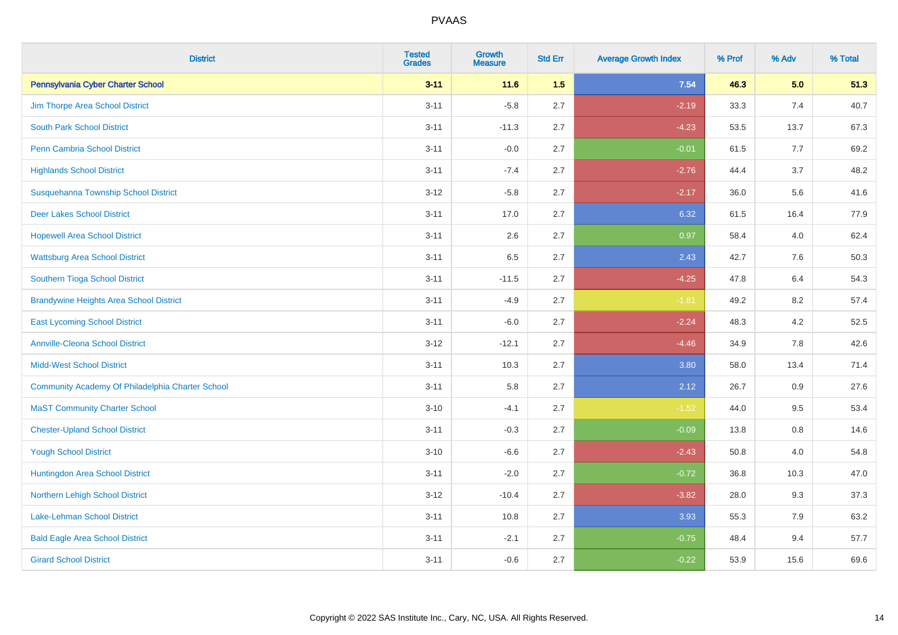# PVAAS

| District | Tested Grades | Growth Measure | Std Err | Average Growth Index | % Prof | % Adv | % Total |
|---|---|---|---|---|---|---|---|
| **Pennsylvania Cyber Charter School** | **3-11** | **11.6** | **1.5** | **7.54** | **46.3** | **5.0** | **51.3** |
| Jim Thorpe Area School District | 3-11 | -5.8 | 2.7 | -2.19 | 33.3 | 7.4 | 40.7 |
| South Park School District | 3-11 | -11.3 | 2.7 | -4.23 | 53.5 | 13.7 | 67.3 |
| Penn Cambria School District | 3-11 | -0.0 | 2.7 | -0.01 | 61.5 | 7.7 | 69.2 |
| Highlands School District | 3-11 | -7.4 | 2.7 | -2.76 | 44.4 | 3.7 | 48.2 |
| Susquehanna Township School District | 3-12 | -5.8 | 2.7 | -2.17 | 36.0 | 5.6 | 41.6 |
| Deer Lakes School District | 3-11 | 17.0 | 2.7 | 6.32 | 61.5 | 16.4 | 77.9 |
| Hopewell Area School District | 3-11 | 2.6 | 2.7 | 0.97 | 58.4 | 4.0 | 62.4 |
| Wattsburg Area School District | 3-11 | 6.5 | 2.7 | 2.43 | 42.7 | 7.6 | 50.3 |
| Southern Tioga School District | 3-11 | -11.5 | 2.7 | -4.25 | 47.8 | 6.4 | 54.3 |
| Brandywine Heights Area School District | 3-11 | -4.9 | 2.7 | -1.81 | 49.2 | 8.2 | 57.4 |
| East Lycoming School District | 3-11 | -6.0 | 2.7 | -2.24 | 48.3 | 4.2 | 52.5 |
| Annville-Cleona School District | 3-12 | -12.1 | 2.7 | -4.46 | 34.9 | 7.8 | 42.6 |
| Midd-West School District | 3-11 | 10.3 | 2.7 | 3.80 | 58.0 | 13.4 | 71.4 |
| Community Academy Of Philadelphia Charter School | 3-11 | 5.8 | 2.7 | 2.12 | 26.7 | 0.9 | 27.6 |
| MaST Community Charter School | 3-10 | -4.1 | 2.7 | -1.52 | 44.0 | 9.5 | 53.4 |
| Chester-Upland School District | 3-11 | -0.3 | 2.7 | -0.09 | 13.8 | 0.8 | 14.6 |
| Yough School District | 3-10 | -6.6 | 2.7 | -2.43 | 50.8 | 4.0 | 54.8 |
| Huntingdon Area School District | 3-11 | -2.0 | 2.7 | -0.72 | 36.8 | 10.3 | 47.0 |
| Northern Lehigh School District | 3-12 | -10.4 | 2.7 | -3.82 | 28.0 | 9.3 | 37.3 |
| Lake-Lehman School District | 3-11 | 10.8 | 2.7 | 3.93 | 55.3 | 7.9 | 63.2 |
| Bald Eagle Area School District | 3-11 | -2.1 | 2.7 | -0.75 | 48.4 | 9.4 | 57.7 |
| Girard School District | 3-11 | -0.6 | 2.7 | -0.22 | 53.9 | 15.6 | 69.6 |

Copyright © 2022 SAS Institute Inc., Cary, NC, USA. All Rights Reserved.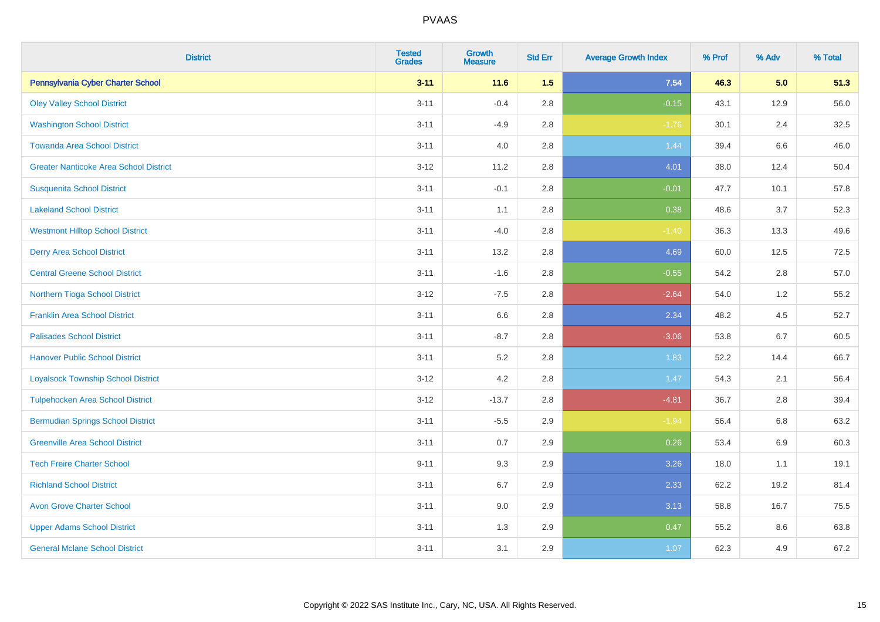| District | Tested Grades | Growth Measure | Std Err | Average Growth Index | % Prof | % Adv | % Total |
|---|---|---|---|---|---|---|---|
| **Pennsylvania Cyber Charter School** | **3-11** | **11.6** | **1.5** | **7.54** | **46.3** | **5.0** | **51.3** |
| Oley Valley School District | 3-11 | -0.4 | 2.8 | -0.15 | 43.1 | 12.9 | 56.0 |
| Washington School District | 3-11 | -4.9 | 2.8 | -1.76 | 30.1 | 2.4 | 32.5 |
| Towanda Area School District | 3-11 | 4.0 | 2.8 | 1.44 | 39.4 | 6.6 | 46.0 |
| Greater Nanticoke Area School District | 3-12 | 11.2 | 2.8 | 4.01 | 38.0 | 12.4 | 50.4 |
| Susquenita School District | 3-11 | -0.1 | 2.8 | -0.01 | 47.7 | 10.1 | 57.8 |
| Lakeland School District | 3-11 | 1.1 | 2.8 | 0.38 | 48.6 | 3.7 | 52.3 |
| Westmont Hilltop School District | 3-11 | -4.0 | 2.8 | -1.40 | 36.3 | 13.3 | 49.6 |
| Derry Area School District | 3-11 | 13.2 | 2.8 | 4.69 | 60.0 | 12.5 | 72.5 |
| Central Greene School District | 3-11 | -1.6 | 2.8 | -0.55 | 54.2 | 2.8 | 57.0 |
| Northern Tioga School District | 3-12 | -7.5 | 2.8 | -2.64 | 54.0 | 1.2 | 55.2 |
| Franklin Area School District | 3-11 | 6.6 | 2.8 | 2.34 | 48.2 | 4.5 | 52.7 |
| Palisades School District | 3-11 | -8.7 | 2.8 | -3.06 | 53.8 | 6.7 | 60.5 |
| Hanover Public School District | 3-11 | 5.2 | 2.8 | 1.83 | 52.2 | 14.4 | 66.7 |
| Loyalsock Township School District | 3-12 | 4.2 | 2.8 | 1.47 | 54.3 | 2.1 | 56.4 |
| Tulpehocken Area School District | 3-12 | -13.7 | 2.8 | -4.81 | 36.7 | 2.8 | 39.4 |
| Bermudian Springs School District | 3-11 | -5.5 | 2.9 | -1.94 | 56.4 | 6.8 | 63.2 |
| Greenville Area School District | 3-11 | 0.7 | 2.9 | 0.26 | 53.4 | 6.9 | 60.3 |
| Tech Freire Charter School | 9-11 | 9.3 | 2.9 | 3.26 | 18.0 | 1.1 | 19.1 |
| Richland School District | 3-11 | 6.7 | 2.9 | 2.33 | 62.2 | 19.2 | 81.4 |
| Avon Grove Charter School | 3-11 | 9.0 | 2.9 | 3.13 | 58.8 | 16.7 | 75.5 |
| Upper Adams School District | 3-11 | 1.3 | 2.9 | 0.47 | 55.2 | 8.6 | 63.8 |
| General Mclane School District | 3-11 | 3.1 | 2.9 | 1.07 | 62.3 | 4.9 | 67.2 |

Copyright © 2022 SAS Institute Inc., Cary, NC, USA. All Rights Reserved.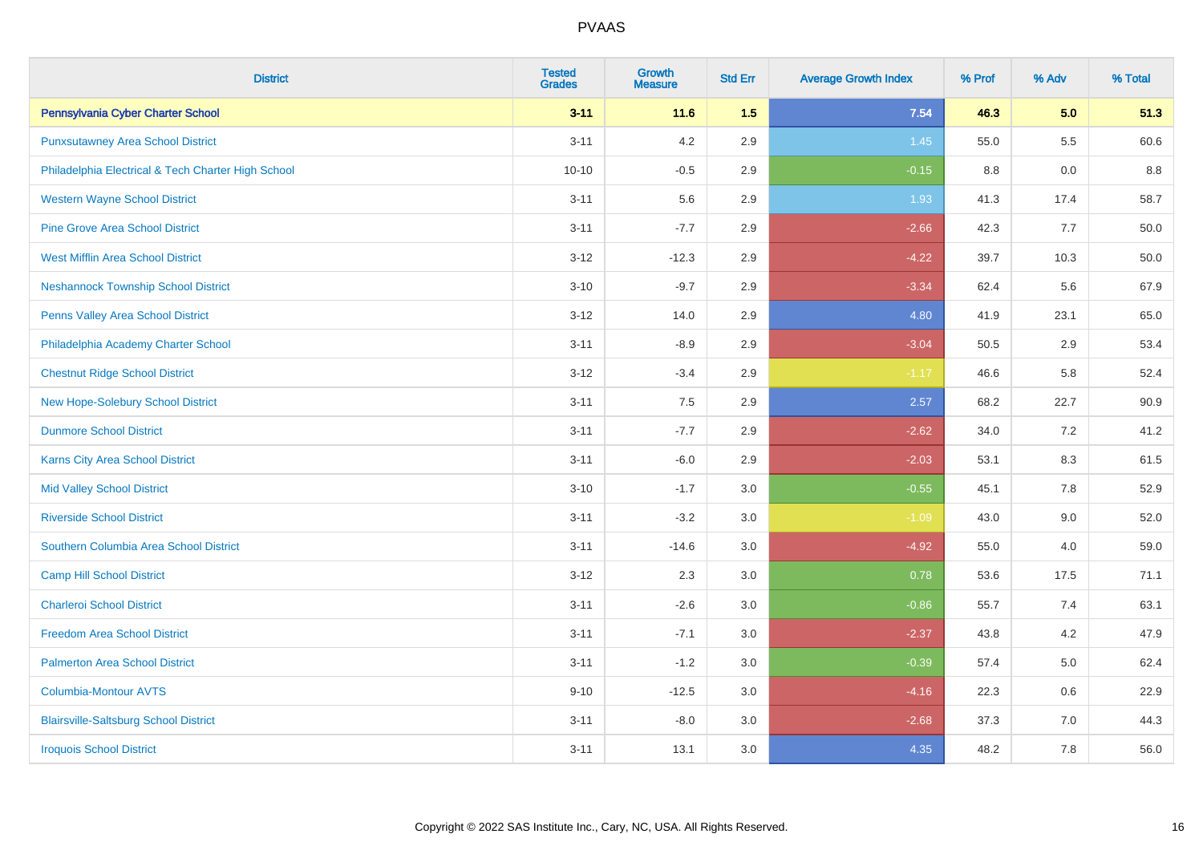# PVAAS

| District | Tested Grades | Growth Measure | Std Err | Average Growth Index | % Prof | % Adv | % Total |
|---|---|---|---|---|---|---|---|
| **Pennsylvania Cyber Charter School** | **3-11** | **11.6** | **1.5** | **7.54** | **46.3** | **5.0** | **51.3** |
| Punxsutawney Area School District | 3-11 | 4.2 | 2.9 | 1.45 | 55.0 | 5.5 | 60.6 |
| Philadelphia Electrical & Tech Charter High School | 10-10 | -0.5 | 2.9 | -0.15 | 8.8 | 0.0 | 8.8 |
| Western Wayne School District | 3-11 | 5.6 | 2.9 | 1.93 | 41.3 | 17.4 | 58.7 |
| Pine Grove Area School District | 3-11 | -7.7 | 2.9 | -2.66 | 42.3 | 7.7 | 50.0 |
| West Mifflin Area School District | 3-12 | -12.3 | 2.9 | -4.22 | 39.7 | 10.3 | 50.0 |
| Neshannock Township School District | 3-10 | -9.7 | 2.9 | -3.34 | 62.4 | 5.6 | 67.9 |
| Penns Valley Area School District | 3-12 | 14.0 | 2.9 | 4.80 | 41.9 | 23.1 | 65.0 |
| Philadelphia Academy Charter School | 3-11 | -8.9 | 2.9 | -3.04 | 50.5 | 2.9 | 53.4 |
| Chestnut Ridge School District | 3-12 | -3.4 | 2.9 | -1.17 | 46.6 | 5.8 | 52.4 |
| New Hope-Solebury School District | 3-11 | 7.5 | 2.9 | 2.57 | 68.2 | 22.7 | 90.9 |
| Dunmore School District | 3-11 | -7.7 | 2.9 | -2.62 | 34.0 | 7.2 | 41.2 |
| Karns City Area School District | 3-11 | -6.0 | 2.9 | -2.03 | 53.1 | 8.3 | 61.5 |
| Mid Valley School District | 3-10 | -1.7 | 3.0 | -0.55 | 45.1 | 7.8 | 52.9 |
| Riverside School District | 3-11 | -3.2 | 3.0 | -1.09 | 43.0 | 9.0 | 52.0 |
| Southern Columbia Area School District | 3-11 | -14.6 | 3.0 | -4.92 | 55.0 | 4.0 | 59.0 |
| Camp Hill School District | 3-12 | 2.3 | 3.0 | 0.78 | 53.6 | 17.5 | 71.1 |
| Charleroi School District | 3-11 | -2.6 | 3.0 | -0.86 | 55.7 | 7.4 | 63.1 |
| Freedom Area School District | 3-11 | -7.1 | 3.0 | -2.37 | 43.8 | 4.2 | 47.9 |
| Palmerton Area School District | 3-11 | -1.2 | 3.0 | -0.39 | 57.4 | 5.0 | 62.4 |
| Columbia-Montour AVTS | 9-10 | -12.5 | 3.0 | -4.16 | 22.3 | 0.6 | 22.9 |
| Blairsville-Saltsburg School District | 3-11 | -8.0 | 3.0 | -2.68 | 37.3 | 7.0 | 44.3 |
| Iroquois School District | 3-11 | 13.1 | 3.0 | 4.35 | 48.2 | 7.8 | 56.0 |

Copyright © 2022 SAS Institute Inc., Cary, NC, USA. All Rights Reserved.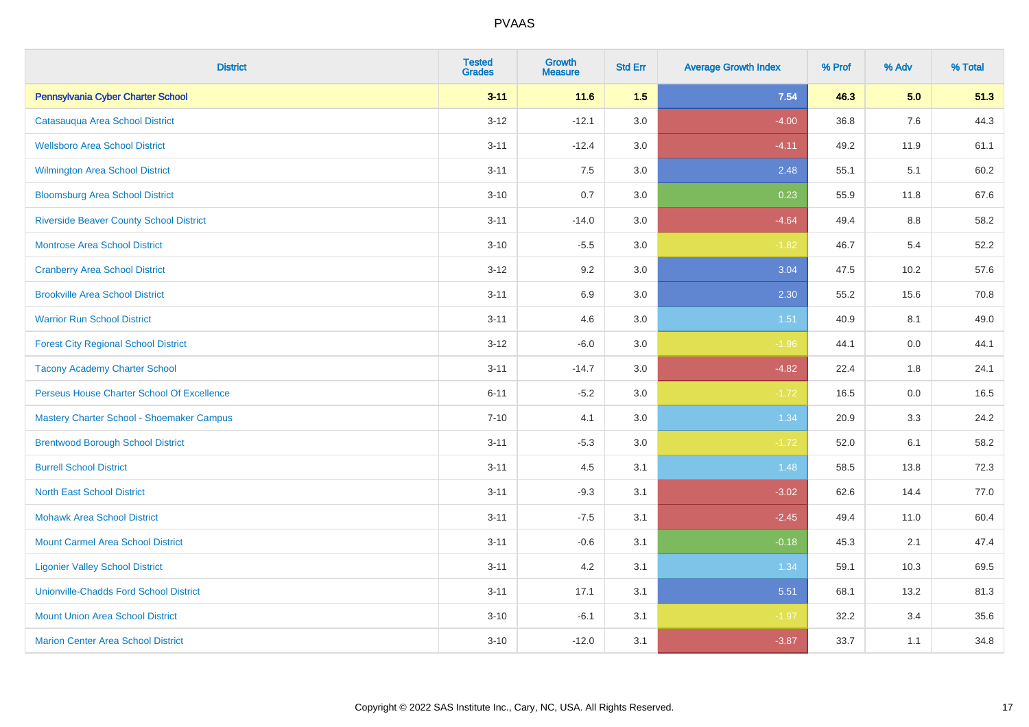| District | Tested Grades | Growth Measure | Std Err | Average Growth Index | % Prof | % Adv | % Total |
|---|---|---|---|---|---|---|---|
| **Pennsylvania Cyber Charter School** | **3-11** | **11.6** | **1.5** | **7.54** | **46.3** | **5.0** | **51.3** |
| Catasauqua Area School District | 3-12 | -12.1 | 3.0 | -4.00 | 36.8 | 7.6 | 44.3 |
| Wellsboro Area School District | 3-11 | -12.4 | 3.0 | -4.11 | 49.2 | 11.9 | 61.1 |
| Wilmington Area School District | 3-11 | 7.5 | 3.0 | 2.48 | 55.1 | 5.1 | 60.2 |
| Bloomsburg Area School District | 3-10 | 0.7 | 3.0 | 0.23 | 55.9 | 11.8 | 67.6 |
| Riverside Beaver County School District | 3-11 | -14.0 | 3.0 | -4.64 | 49.4 | 8.8 | 58.2 |
| Montrose Area School District | 3-10 | -5.5 | 3.0 | -1.82 | 46.7 | 5.4 | 52.2 |
| Cranberry Area School District | 3-12 | 9.2 | 3.0 | 3.04 | 47.5 | 10.2 | 57.6 |
| Brookville Area School District | 3-11 | 6.9 | 3.0 | 2.30 | 55.2 | 15.6 | 70.8 |
| Warrior Run School District | 3-11 | 4.6 | 3.0 | 1.51 | 40.9 | 8.1 | 49.0 |
| Forest City Regional School District | 3-12 | -6.0 | 3.0 | -1.96 | 44.1 | 0.0 | 44.1 |
| Tacony Academy Charter School | 3-11 | -14.7 | 3.0 | -4.82 | 22.4 | 1.8 | 24.1 |
| Perseus House Charter School Of Excellence | 6-11 | -5.2 | 3.0 | -1.72 | 16.5 | 0.0 | 16.5 |
| Mastery Charter School - Shoemaker Campus | 7-10 | 4.1 | 3.0 | 1.34 | 20.9 | 3.3 | 24.2 |
| Brentwood Borough School District | 3-11 | -5.3 | 3.0 | -1.72 | 52.0 | 6.1 | 58.2 |
| Burrell School District | 3-11 | 4.5 | 3.1 | 1.48 | 58.5 | 13.8 | 72.3 |
| North East School District | 3-11 | -9.3 | 3.1 | -3.02 | 62.6 | 14.4 | 77.0 |
| Mohawk Area School District | 3-11 | -7.5 | 3.1 | -2.45 | 49.4 | 11.0 | 60.4 |
| Mount Carmel Area School District | 3-11 | -0.6 | 3.1 | -0.18 | 45.3 | 2.1 | 47.4 |
| Ligonier Valley School District | 3-11 | 4.2 | 3.1 | 1.34 | 59.1 | 10.3 | 69.5 |
| Unionville-Chadds Ford School District | 3-11 | 17.1 | 3.1 | 5.51 | 68.1 | 13.2 | 81.3 |
| Mount Union Area School District | 3-10 | -6.1 | 3.1 | -1.97 | 32.2 | 3.4 | 35.6 |
| Marion Center Area School District | 3-10 | -12.0 | 3.1 | -3.87 | 33.7 | 1.1 | 34.8 |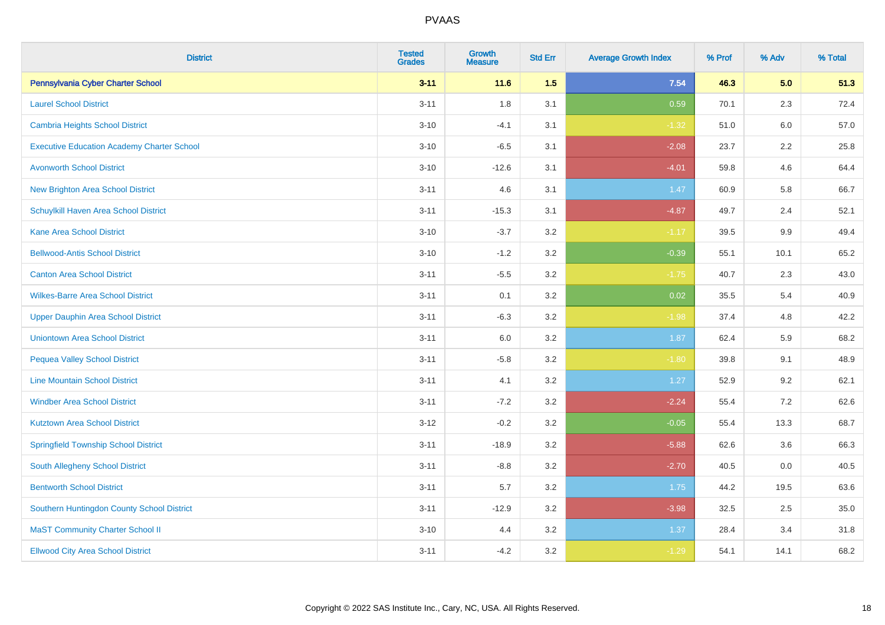| District | Tested Grades | Growth Measure | Std Err | Average Growth Index | % Prof | % Adv | % Total |
|---|---|---|---|---|---|---|---|
| **Pennsylvania Cyber Charter School** | **3-11** | **11.6** | **1.5** | **7.54** | **46.3** | **5.0** | **51.3** |
| Laurel School District | 3-11 | 1.8 | 3.1 | 0.59 | 70.1 | 2.3 | 72.4 |
| Cambria Heights School District | 3-10 | -4.1 | 3.1 | -1.32 | 51.0 | 6.0 | 57.0 |
| Executive Education Academy Charter School | 3-10 | -6.5 | 3.1 | -2.08 | 23.7 | 2.2 | 25.8 |
| Avonworth School District | 3-10 | -12.6 | 3.1 | -4.01 | 59.8 | 4.6 | 64.4 |
| New Brighton Area School District | 3-11 | 4.6 | 3.1 | 1.47 | 60.9 | 5.8 | 66.7 |
| Schuylkill Haven Area School District | 3-11 | -15.3 | 3.1 | -4.87 | 49.7 | 2.4 | 52.1 |
| Kane Area School District | 3-10 | -3.7 | 3.2 | -1.17 | 39.5 | 9.9 | 49.4 |
| Bellwood-Antis School District | 3-10 | -1.2 | 3.2 | -0.39 | 55.1 | 10.1 | 65.2 |
| Canton Area School District | 3-11 | -5.5 | 3.2 | -1.75 | 40.7 | 2.3 | 43.0 |
| Wilkes-Barre Area School District | 3-11 | 0.1 | 3.2 | 0.02 | 35.5 | 5.4 | 40.9 |
| Upper Dauphin Area School District | 3-11 | -6.3 | 3.2 | -1.98 | 37.4 | 4.8 | 42.2 |
| Uniontown Area School District | 3-11 | 6.0 | 3.2 | 1.87 | 62.4 | 5.9 | 68.2 |
| Pequea Valley School District | 3-11 | -5.8 | 3.2 | -1.80 | 39.8 | 9.1 | 48.9 |
| Line Mountain School District | 3-11 | 4.1 | 3.2 | 1.27 | 52.9 | 9.2 | 62.1 |
| Windber Area School District | 3-11 | -7.2 | 3.2 | -2.24 | 55.4 | 7.2 | 62.6 |
| Kutztown Area School District | 3-12 | -0.2 | 3.2 | -0.05 | 55.4 | 13.3 | 68.7 |
| Springfield Township School District | 3-11 | -18.9 | 3.2 | -5.88 | 62.6 | 3.6 | 66.3 |
| South Allegheny School District | 3-11 | -8.8 | 3.2 | -2.70 | 40.5 | 0.0 | 40.5 |
| Bentworth School District | 3-11 | 5.7 | 3.2 | 1.75 | 44.2 | 19.5 | 63.6 |
| Southern Huntingdon County School District | 3-11 | -12.9 | 3.2 | -3.98 | 32.5 | 2.5 | 35.0 |
| MaST Community Charter School II | 3-10 | 4.4 | 3.2 | 1.37 | 28.4 | 3.4 | 31.8 |
| Ellwood City Area School District | 3-11 | -4.2 | 3.2 | -1.29 | 54.1 | 14.1 | 68.2 |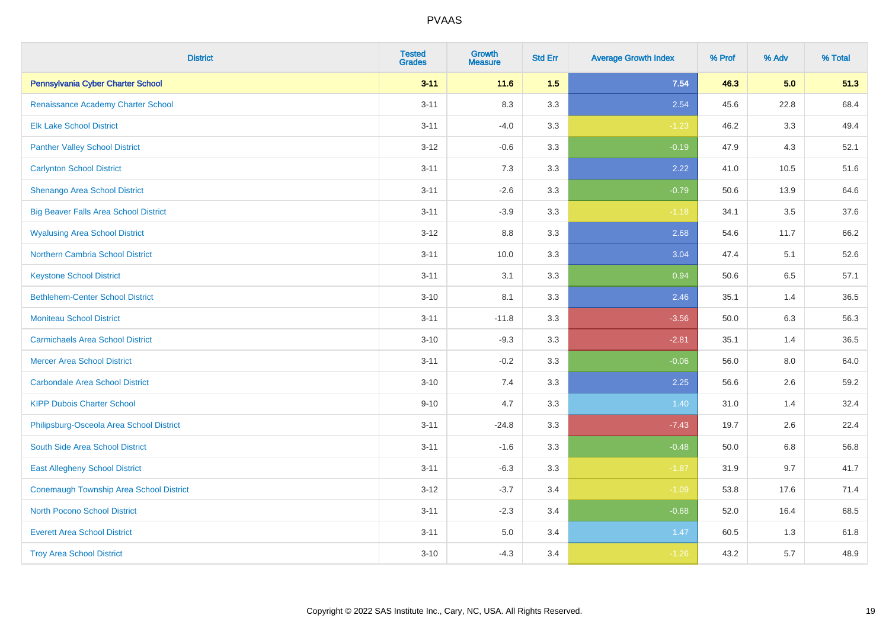# PVAAS

| District | Tested Grades | Growth Measure | Std Err | Average Growth Index | % Prof | % Adv | % Total |
|---|---|---|---|---|---|---|---|
| **Pennsylvania Cyber Charter School** | **3-11** | **11.6** | **1.5** | **7.54** | **46.3** | **5.0** | **51.3** |
| Renaissance Academy Charter School | 3-11 | 8.3 | 3.3 | 2.54 | 45.6 | 22.8 | 68.4 |
| Elk Lake School District | 3-11 | -4.0 | 3.3 | -1.23 | 46.2 | 3.3 | 49.4 |
| Panther Valley School District | 3-12 | -0.6 | 3.3 | -0.19 | 47.9 | 4.3 | 52.1 |
| Carlynton School District | 3-11 | 7.3 | 3.3 | 2.22 | 41.0 | 10.5 | 51.6 |
| Shenango Area School District | 3-11 | -2.6 | 3.3 | -0.79 | 50.6 | 13.9 | 64.6 |
| Big Beaver Falls Area School District | 3-11 | -3.9 | 3.3 | -1.18 | 34.1 | 3.5 | 37.6 |
| Wyalusing Area School District | 3-12 | 8.8 | 3.3 | 2.68 | 54.6 | 11.7 | 66.2 |
| Northern Cambria School District | 3-11 | 10.0 | 3.3 | 3.04 | 47.4 | 5.1 | 52.6 |
| Keystone School District | 3-11 | 3.1 | 3.3 | 0.94 | 50.6 | 6.5 | 57.1 |
| Bethlehem-Center School District | 3-10 | 8.1 | 3.3 | 2.46 | 35.1 | 1.4 | 36.5 |
| Moniteau School District | 3-11 | -11.8 | 3.3 | -3.56 | 50.0 | 6.3 | 56.3 |
| Carmichaels Area School District | 3-10 | -9.3 | 3.3 | -2.81 | 35.1 | 1.4 | 36.5 |
| Mercer Area School District | 3-11 | -0.2 | 3.3 | -0.06 | 56.0 | 8.0 | 64.0 |
| Carbondale Area School District | 3-10 | 7.4 | 3.3 | 2.25 | 56.6 | 2.6 | 59.2 |
| KIPP Dubois Charter School | 9-10 | 4.7 | 3.3 | 1.40 | 31.0 | 1.4 | 32.4 |
| Philipsburg-Osceola Area School District | 3-11 | -24.8 | 3.3 | -7.43 | 19.7 | 2.6 | 22.4 |
| South Side Area School District | 3-11 | -1.6 | 3.3 | -0.48 | 50.0 | 6.8 | 56.8 |
| East Allegheny School District | 3-11 | -6.3 | 3.3 | -1.87 | 31.9 | 9.7 | 41.7 |
| Conemaugh Township Area School District | 3-12 | -3.7 | 3.4 | -1.09 | 53.8 | 17.6 | 71.4 |
| North Pocono School District | 3-11 | -2.3 | 3.4 | -0.68 | 52.0 | 16.4 | 68.5 |
| Everett Area School District | 3-11 | 5.0 | 3.4 | 1.47 | 60.5 | 1.3 | 61.8 |
| Troy Area School District | 3-10 | -4.3 | 3.4 | -1.26 | 43.2 | 5.7 | 48.9 |

Copyright © 2022 SAS Institute Inc., Cary, NC, USA. All Rights Reserved.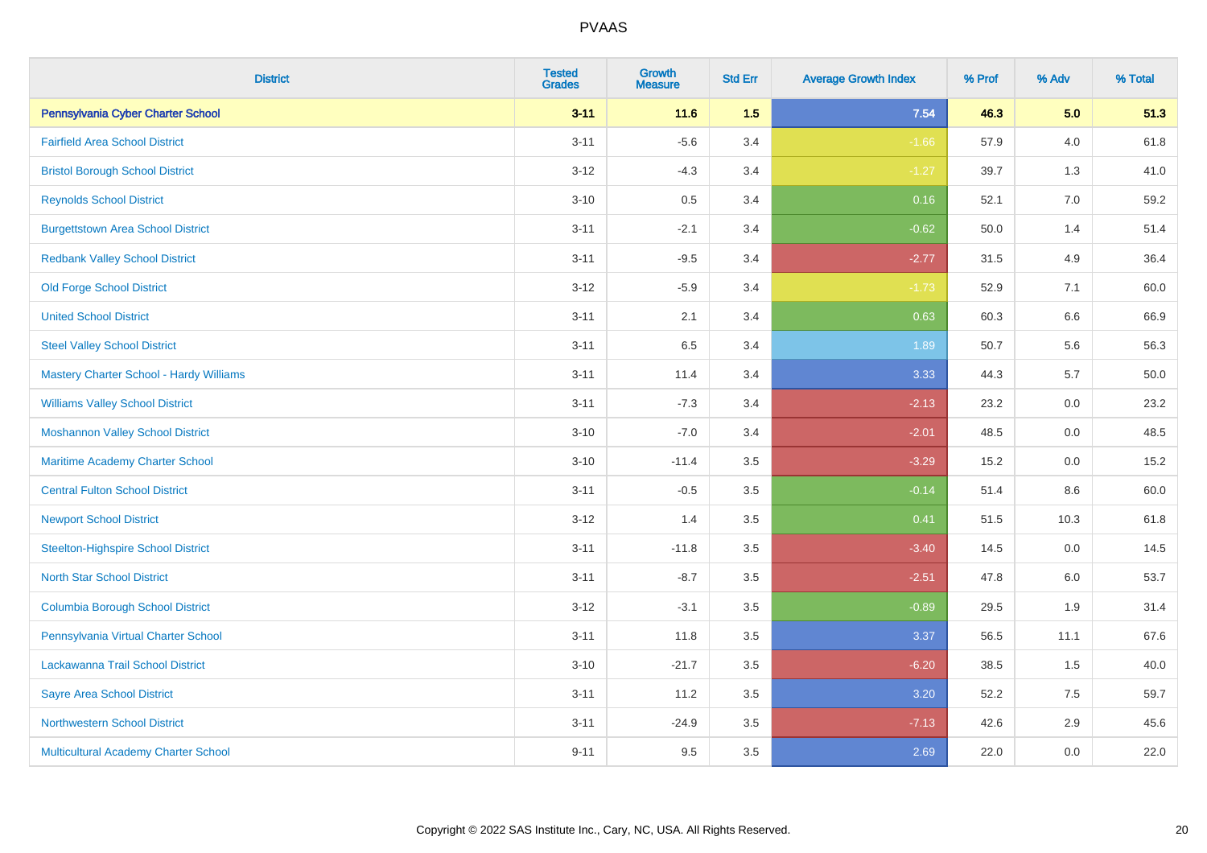PVAAS

| District | Tested Grades | Growth Measure | Std Err | Average Growth Index | % Prof | % Adv | % Total |
|---|---|---|---|---|---|---|---|
| **Pennsylvania Cyber Charter School** | **3-11** | **11.6** | **1.5** | **7.54** | **46.3** | **5.0** | **51.3** |
| Fairfield Area School District | 3-11 | -5.6 | 3.4 | -1.66 | 57.9 | 4.0 | 61.8 |
| Bristol Borough School District | 3-12 | -4.3 | 3.4 | -1.27 | 39.7 | 1.3 | 41.0 |
| Reynolds School District | 3-10 | 0.5 | 3.4 | 0.16 | 52.1 | 7.0 | 59.2 |
| Burgettstown Area School District | 3-11 | -2.1 | 3.4 | -0.62 | 50.0 | 1.4 | 51.4 |
| Redbank Valley School District | 3-11 | -9.5 | 3.4 | -2.77 | 31.5 | 4.9 | 36.4 |
| Old Forge School District | 3-12 | -5.9 | 3.4 | -1.73 | 52.9 | 7.1 | 60.0 |
| United School District | 3-11 | 2.1 | 3.4 | 0.63 | 60.3 | 6.6 | 66.9 |
| Steel Valley School District | 3-11 | 6.5 | 3.4 | 1.89 | 50.7 | 5.6 | 56.3 |
| Mastery Charter School - Hardy Williams | 3-11 | 11.4 | 3.4 | 3.33 | 44.3 | 5.7 | 50.0 |
| Williams Valley School District | 3-11 | -7.3 | 3.4 | -2.13 | 23.2 | 0.0 | 23.2 |
| Moshannon Valley School District | 3-10 | -7.0 | 3.4 | -2.01 | 48.5 | 0.0 | 48.5 |
| Maritime Academy Charter School | 3-10 | -11.4 | 3.5 | -3.29 | 15.2 | 0.0 | 15.2 |
| Central Fulton School District | 3-11 | -0.5 | 3.5 | -0.14 | 51.4 | 8.6 | 60.0 |
| Newport School District | 3-12 | 1.4 | 3.5 | 0.41 | 51.5 | 10.3 | 61.8 |
| Steelton-Highspire School District | 3-11 | -11.8 | 3.5 | -3.40 | 14.5 | 0.0 | 14.5 |
| North Star School District | 3-11 | -8.7 | 3.5 | -2.51 | 47.8 | 6.0 | 53.7 |
| Columbia Borough School District | 3-12 | -3.1 | 3.5 | -0.89 | 29.5 | 1.9 | 31.4 |
| Pennsylvania Virtual Charter School | 3-11 | 11.8 | 3.5 | 3.37 | 56.5 | 11.1 | 67.6 |
| Lackawanna Trail School District | 3-10 | -21.7 | 3.5 | -6.20 | 38.5 | 1.5 | 40.0 |
| Sayre Area School District | 3-11 | 11.2 | 3.5 | 3.20 | 52.2 | 7.5 | 59.7 |
| Northwestern School District | 3-11 | -24.9 | 3.5 | -7.13 | 42.6 | 2.9 | 45.6 |
| Multicultural Academy Charter School | 9-11 | 9.5 | 3.5 | 2.69 | 22.0 | 0.0 | 22.0 |

Copyright © 2022 SAS Institute Inc., Cary, NC, USA. All Rights Reserved.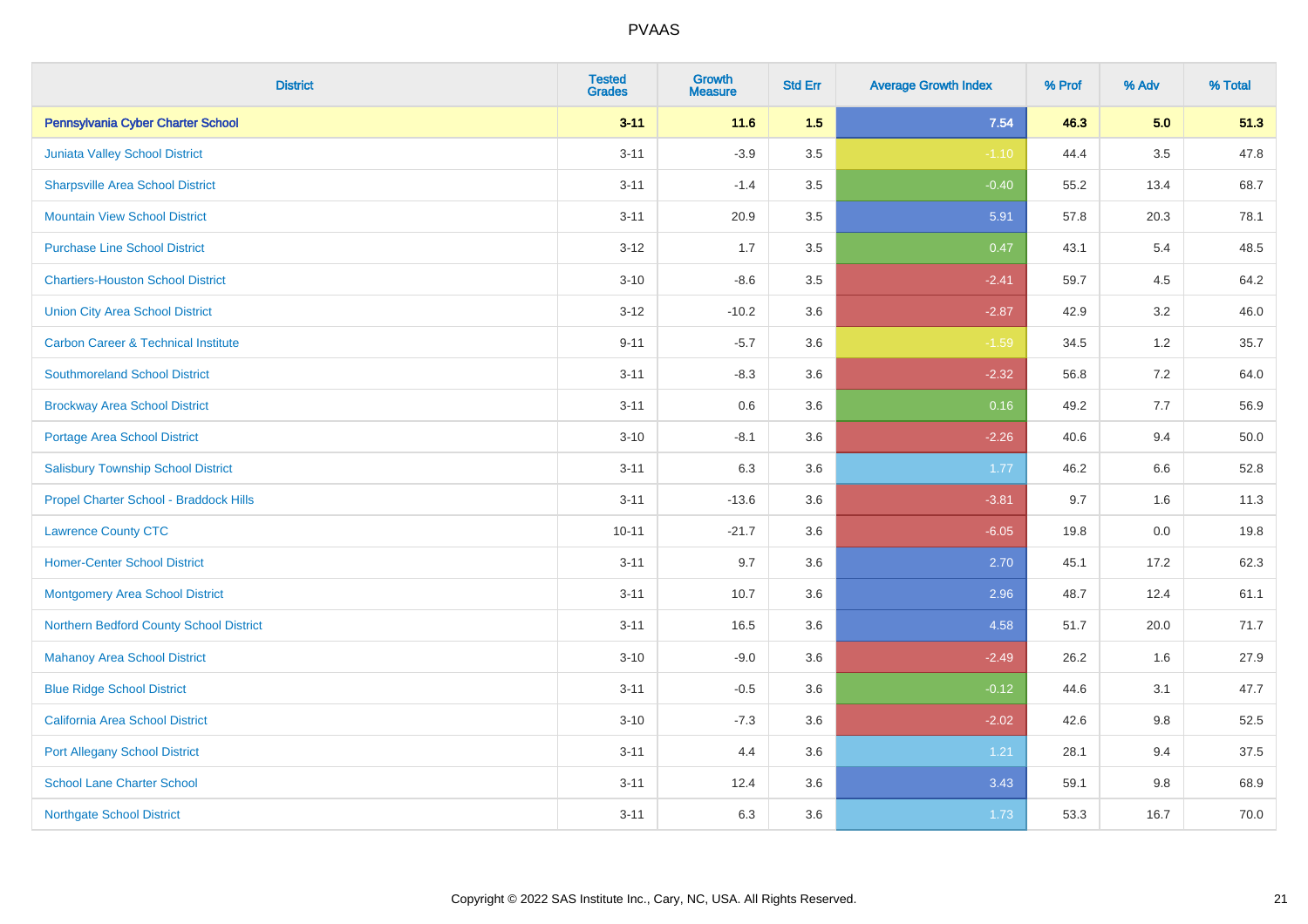# PVAAS

| District | Tested Grades | Growth Measure | Std Err | Average Growth Index | % Prof | % Adv | % Total |
|---|---|---|---|---|---|---|---|
| **Pennsylvania Cyber Charter School** | **3-11** | **11.6** | **1.5** | **7.54** | **46.3** | **5.0** | **51.3** |
| Juniata Valley School District | 3-11 | -3.9 | 3.5 | -1.10 | 44.4 | 3.5 | 47.8 |
| Sharpsville Area School District | 3-11 | -1.4 | 3.5 | -0.40 | 55.2 | 13.4 | 68.7 |
| Mountain View School District | 3-11 | 20.9 | 3.5 | 5.91 | 57.8 | 20.3 | 78.1 |
| Purchase Line School District | 3-12 | 1.7 | 3.5 | 0.47 | 43.1 | 5.4 | 48.5 |
| Chartiers-Houston School District | 3-10 | -8.6 | 3.5 | -2.41 | 59.7 | 4.5 | 64.2 |
| Union City Area School District | 3-12 | -10.2 | 3.6 | -2.87 | 42.9 | 3.2 | 46.0 |
| Carbon Career & Technical Institute | 9-11 | -5.7 | 3.6 | -1.59 | 34.5 | 1.2 | 35.7 |
| Southmoreland School District | 3-11 | -8.3 | 3.6 | -2.32 | 56.8 | 7.2 | 64.0 |
| Brockway Area School District | 3-11 | 0.6 | 3.6 | 0.16 | 49.2 | 7.7 | 56.9 |
| Portage Area School District | 3-10 | -8.1 | 3.6 | -2.26 | 40.6 | 9.4 | 50.0 |
| Salisbury Township School District | 3-11 | 6.3 | 3.6 | 1.77 | 46.2 | 6.6 | 52.8 |
| Propel Charter School - Braddock Hills | 3-11 | -13.6 | 3.6 | -3.81 | 9.7 | 1.6 | 11.3 |
| Lawrence County CTC | 10-11 | -21.7 | 3.6 | -6.05 | 19.8 | 0.0 | 19.8 |
| Homer-Center School District | 3-11 | 9.7 | 3.6 | 2.70 | 45.1 | 17.2 | 62.3 |
| Montgomery Area School District | 3-11 | 10.7 | 3.6 | 2.96 | 48.7 | 12.4 | 61.1 |
| Northern Bedford County School District | 3-11 | 16.5 | 3.6 | 4.58 | 51.7 | 20.0 | 71.7 |
| Mahanoy Area School District | 3-10 | -9.0 | 3.6 | -2.49 | 26.2 | 1.6 | 27.9 |
| Blue Ridge School District | 3-11 | -0.5 | 3.6 | -0.12 | 44.6 | 3.1 | 47.7 |
| California Area School District | 3-10 | -7.3 | 3.6 | -2.02 | 42.6 | 9.8 | 52.5 |
| Port Allegany School District | 3-11 | 4.4 | 3.6 | 1.21 | 28.1 | 9.4 | 37.5 |
| School Lane Charter School | 3-11 | 12.4 | 3.6 | 3.43 | 59.1 | 9.8 | 68.9 |
| Northgate School District | 3-11 | 6.3 | 3.6 | 1.73 | 53.3 | 16.7 | 70.0 |

Copyright © 2022 SAS Institute Inc., Cary, NC, USA. All Rights Reserved.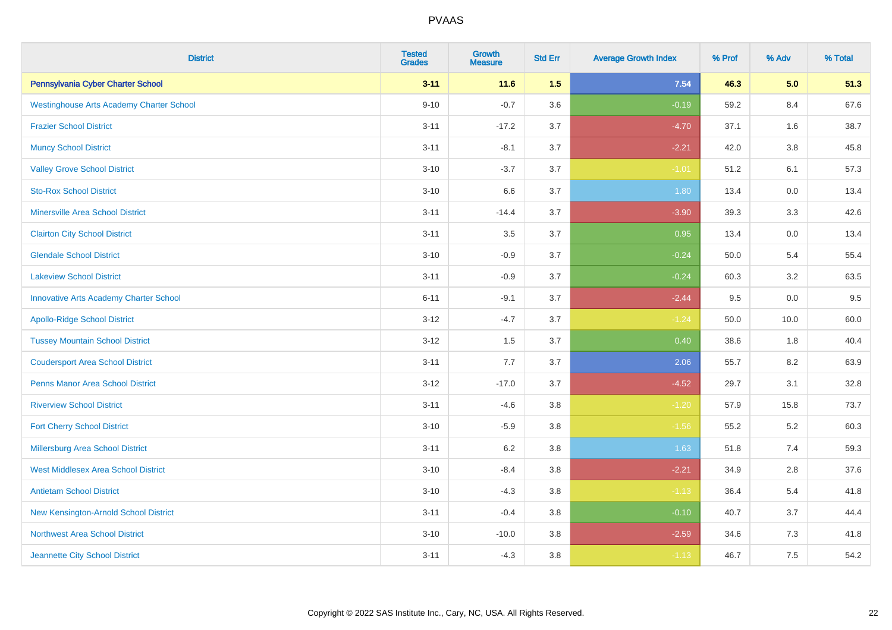# PVAAS

| District | Tested Grades | Growth Measure | Std Err | Average Growth Index | % Prof | % Adv | % Total |
|---|---|---|---|---|---|---|---|
| **Pennsylvania Cyber Charter School** | **3-11** | **11.6** | **1.5** | **7.54** | **46.3** | **5.0** | **51.3** |
| Westinghouse Arts Academy Charter School | 9-10 | -0.7 | 3.6 | -0.19 | 59.2 | 8.4 | 67.6 |
| Frazier School District | 3-11 | -17.2 | 3.7 | -4.70 | 37.1 | 1.6 | 38.7 |
| Muncy School District | 3-11 | -8.1 | 3.7 | -2.21 | 42.0 | 3.8 | 45.8 |
| Valley Grove School District | 3-10 | -3.7 | 3.7 | -1.01 | 51.2 | 6.1 | 57.3 |
| Sto-Rox School District | 3-10 | 6.6 | 3.7 | 1.80 | 13.4 | 0.0 | 13.4 |
| Minersville Area School District | 3-11 | -14.4 | 3.7 | -3.90 | 39.3 | 3.3 | 42.6 |
| Clairton City School District | 3-11 | 3.5 | 3.7 | 0.95 | 13.4 | 0.0 | 13.4 |
| Glendale School District | 3-10 | -0.9 | 3.7 | -0.24 | 50.0 | 5.4 | 55.4 |
| Lakeview School District | 3-11 | -0.9 | 3.7 | -0.24 | 60.3 | 3.2 | 63.5 |
| Innovative Arts Academy Charter School | 6-11 | -9.1 | 3.7 | -2.44 | 9.5 | 0.0 | 9.5 |
| Apollo-Ridge School District | 3-12 | -4.7 | 3.7 | -1.24 | 50.0 | 10.0 | 60.0 |
| Tussey Mountain School District | 3-12 | 1.5 | 3.7 | 0.40 | 38.6 | 1.8 | 40.4 |
| Coudersport Area School District | 3-11 | 7.7 | 3.7 | 2.06 | 55.7 | 8.2 | 63.9 |
| Penns Manor Area School District | 3-12 | -17.0 | 3.7 | -4.52 | 29.7 | 3.1 | 32.8 |
| Riverview School District | 3-11 | -4.6 | 3.8 | -1.20 | 57.9 | 15.8 | 73.7 |
| Fort Cherry School District | 3-10 | -5.9 | 3.8 | -1.56 | 55.2 | 5.2 | 60.3 |
| Millersburg Area School District | 3-11 | 6.2 | 3.8 | 1.63 | 51.8 | 7.4 | 59.3 |
| West Middlesex Area School District | 3-10 | -8.4 | 3.8 | -2.21 | 34.9 | 2.8 | 37.6 |
| Antietam School District | 3-10 | -4.3 | 3.8 | -1.13 | 36.4 | 5.4 | 41.8 |
| New Kensington-Arnold School District | 3-11 | -0.4 | 3.8 | -0.10 | 40.7 | 3.7 | 44.4 |
| Northwest Area School District | 3-10 | -10.0 | 3.8 | -2.59 | 34.6 | 7.3 | 41.8 |
| Jeannette City School District | 3-11 | -4.3 | 3.8 | -1.13 | 46.7 | 7.5 | 54.2 |

Copyright © 2022 SAS Institute Inc., Cary, NC, USA. All Rights Reserved.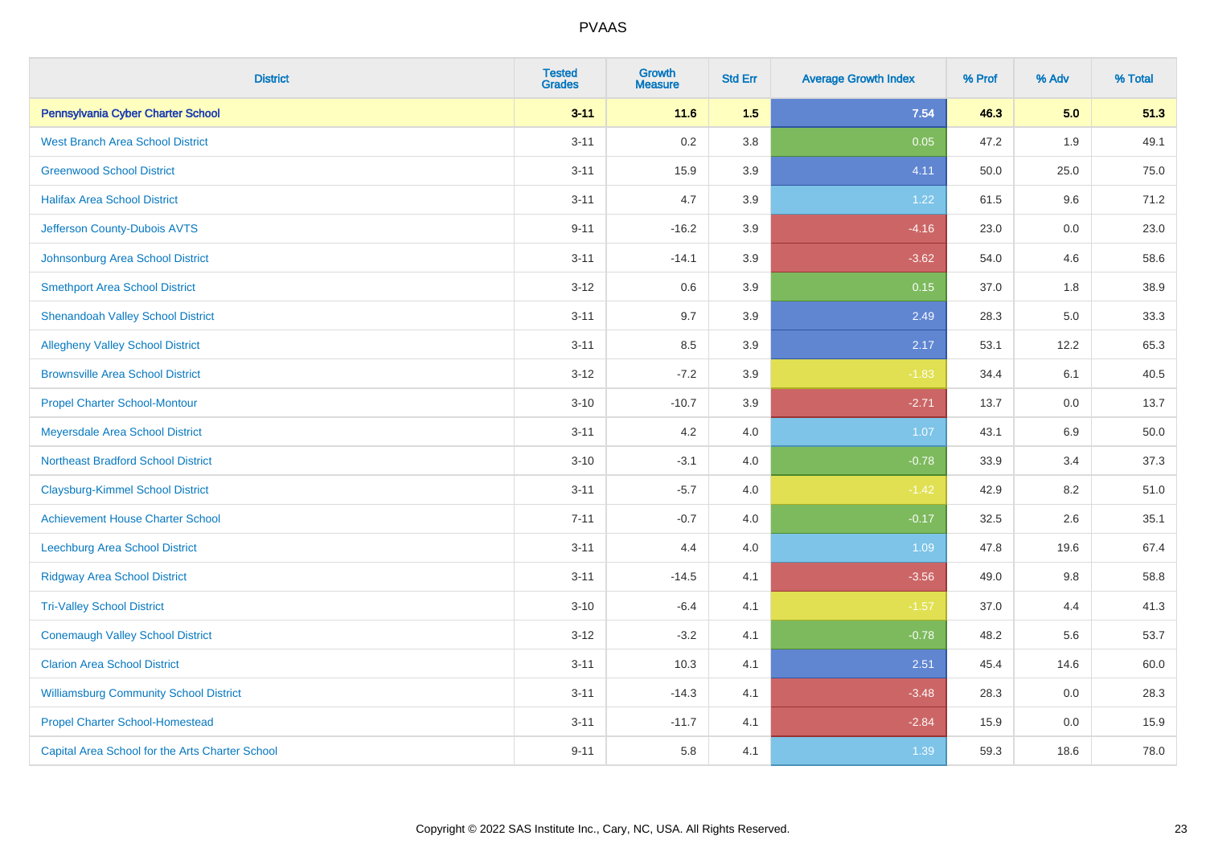# PVAAS

| District | Tested Grades | Growth Measure | Std Err | Average Growth Index | % Prof | % Adv | % Total |
|---|---|---|---|---|---|---|---|
| **Pennsylvania Cyber Charter School** | **3-11** | **11.6** | **1.5** | **7.54** | **46.3** | **5.0** | **51.3** |
| West Branch Area School District | 3-11 | 0.2 | 3.8 | 0.05 | 47.2 | 1.9 | 49.1 |
| Greenwood School District | 3-11 | 15.9 | 3.9 | 4.11 | 50.0 | 25.0 | 75.0 |
| Halifax Area School District | 3-11 | 4.7 | 3.9 | 1.22 | 61.5 | 9.6 | 71.2 |
| Jefferson County-Dubois AVTS | 9-11 | -16.2 | 3.9 | -4.16 | 23.0 | 0.0 | 23.0 |
| Johnsonburg Area School District | 3-11 | -14.1 | 3.9 | -3.62 | 54.0 | 4.6 | 58.6 |
| Smethport Area School District | 3-12 | 0.6 | 3.9 | 0.15 | 37.0 | 1.8 | 38.9 |
| Shenandoah Valley School District | 3-11 | 9.7 | 3.9 | 2.49 | 28.3 | 5.0 | 33.3 |
| Allegheny Valley School District | 3-11 | 8.5 | 3.9 | 2.17 | 53.1 | 12.2 | 65.3 |
| Brownsville Area School District | 3-12 | -7.2 | 3.9 | -1.83 | 34.4 | 6.1 | 40.5 |
| Propel Charter School-Montour | 3-10 | -10.7 | 3.9 | -2.71 | 13.7 | 0.0 | 13.7 |
| Meyersdale Area School District | 3-11 | 4.2 | 4.0 | 1.07 | 43.1 | 6.9 | 50.0 |
| Northeast Bradford School District | 3-10 | -3.1 | 4.0 | -0.78 | 33.9 | 3.4 | 37.3 |
| Claysburg-Kimmel School District | 3-11 | -5.7 | 4.0 | -1.42 | 42.9 | 8.2 | 51.0 |
| Achievement House Charter School | 7-11 | -0.7 | 4.0 | -0.17 | 32.5 | 2.6 | 35.1 |
| Leechburg Area School District | 3-11 | 4.4 | 4.0 | 1.09 | 47.8 | 19.6 | 67.4 |
| Ridgway Area School District | 3-11 | -14.5 | 4.1 | -3.56 | 49.0 | 9.8 | 58.8 |
| Tri-Valley School District | 3-10 | -6.4 | 4.1 | -1.57 | 37.0 | 4.4 | 41.3 |
| Conemaugh Valley School District | 3-12 | -3.2 | 4.1 | -0.78 | 48.2 | 5.6 | 53.7 |
| Clarion Area School District | 3-11 | 10.3 | 4.1 | 2.51 | 45.4 | 14.6 | 60.0 |
| Williamsburg Community School District | 3-11 | -14.3 | 4.1 | -3.48 | 28.3 | 0.0 | 28.3 |
| Propel Charter School-Homestead | 3-11 | -11.7 | 4.1 | -2.84 | 15.9 | 0.0 | 15.9 |
| Capital Area School for the Arts Charter School | 9-11 | 5.8 | 4.1 | 1.39 | 59.3 | 18.6 | 78.0 |

Copyright © 2022 SAS Institute Inc., Cary, NC, USA. All Rights Reserved.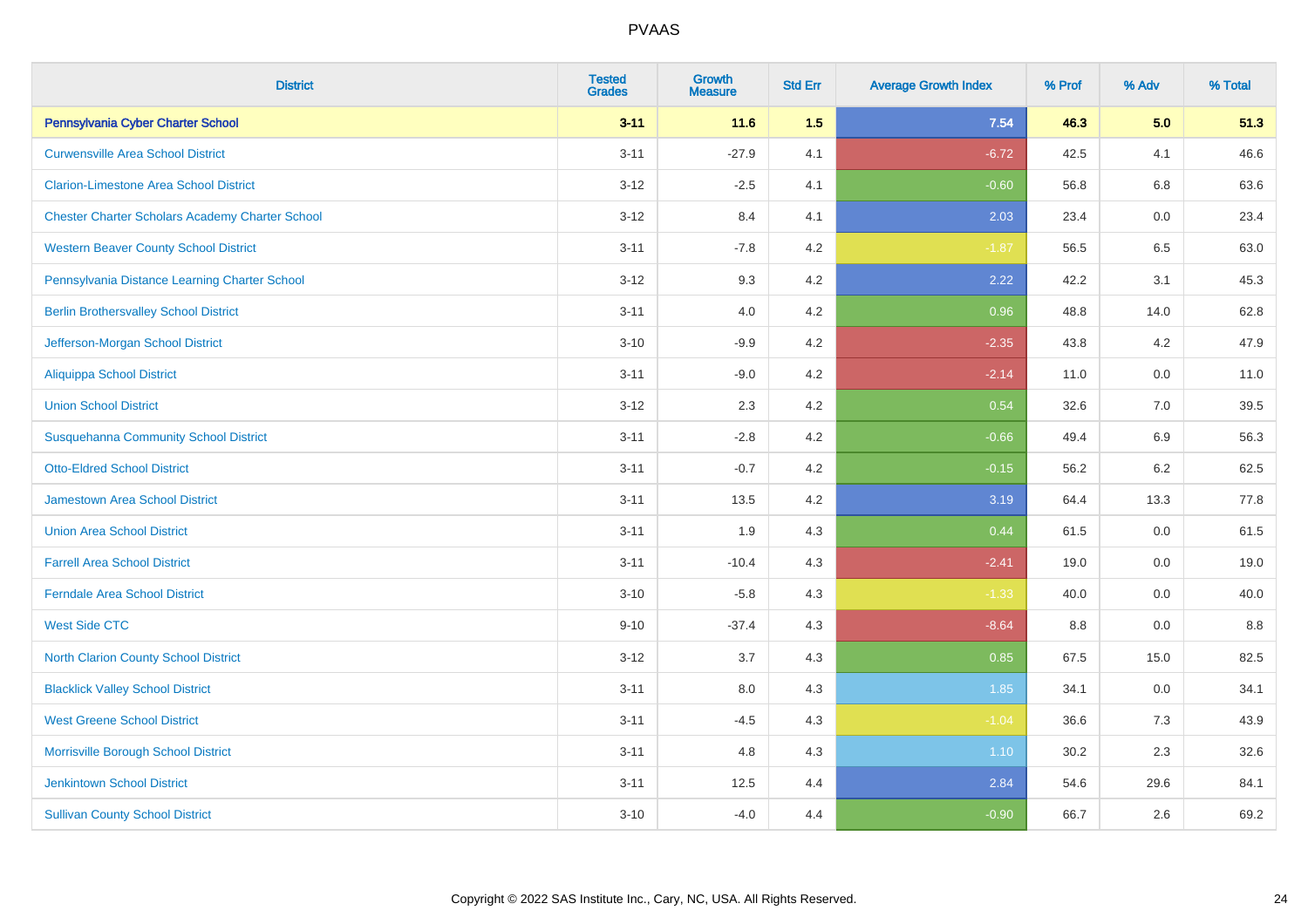# PVAAS

| District | Tested Grades | Growth Measure | Std Err | Average Growth Index | % Prof | % Adv | % Total |
|---|---|---|---|---|---|---|---|
| **Pennsylvania Cyber Charter School** | **3-11** | **11.6** | **1.5** | **7.54** | **46.3** | **5.0** | **51.3** |
| Curwensville Area School District | 3-11 | -27.9 | 4.1 | -6.72 | 42.5 | 4.1 | 46.6 |
| Clarion-Limestone Area School District | 3-12 | -2.5 | 4.1 | -0.60 | 56.8 | 6.8 | 63.6 |
| Chester Charter Scholars Academy Charter School | 3-12 | 8.4 | 4.1 | 2.03 | 23.4 | 0.0 | 23.4 |
| Western Beaver County School District | 3-11 | -7.8 | 4.2 | -1.87 | 56.5 | 6.5 | 63.0 |
| Pennsylvania Distance Learning Charter School | 3-12 | 9.3 | 4.2 | 2.22 | 42.2 | 3.1 | 45.3 |
| Berlin Brothersvalley School District | 3-11 | 4.0 | 4.2 | 0.96 | 48.8 | 14.0 | 62.8 |
| Jefferson-Morgan School District | 3-10 | -9.9 | 4.2 | -2.35 | 43.8 | 4.2 | 47.9 |
| Aliquippa School District | 3-11 | -9.0 | 4.2 | -2.14 | 11.0 | 0.0 | 11.0 |
| Union School District | 3-12 | 2.3 | 4.2 | 0.54 | 32.6 | 7.0 | 39.5 |
| Susquehanna Community School District | 3-11 | -2.8 | 4.2 | -0.66 | 49.4 | 6.9 | 56.3 |
| Otto-Eldred School District | 3-11 | -0.7 | 4.2 | -0.15 | 56.2 | 6.2 | 62.5 |
| Jamestown Area School District | 3-11 | 13.5 | 4.2 | 3.19 | 64.4 | 13.3 | 77.8 |
| Union Area School District | 3-11 | 1.9 | 4.3 | 0.44 | 61.5 | 0.0 | 61.5 |
| Farrell Area School District | 3-11 | -10.4 | 4.3 | -2.41 | 19.0 | 0.0 | 19.0 |
| Ferndale Area School District | 3-10 | -5.8 | 4.3 | -1.33 | 40.0 | 0.0 | 40.0 |
| West Side CTC | 9-10 | -37.4 | 4.3 | -8.64 | 8.8 | 0.0 | 8.8 |
| North Clarion County School District | 3-12 | 3.7 | 4.3 | 0.85 | 67.5 | 15.0 | 82.5 |
| Blacklick Valley School District | 3-11 | 8.0 | 4.3 | 1.85 | 34.1 | 0.0 | 34.1 |
| West Greene School District | 3-11 | -4.5 | 4.3 | -1.04 | 36.6 | 7.3 | 43.9 |
| Morrisville Borough School District | 3-11 | 4.8 | 4.3 | 1.10 | 30.2 | 2.3 | 32.6 |
| Jenkintown School District | 3-11 | 12.5 | 4.4 | 2.84 | 54.6 | 29.6 | 84.1 |
| Sullivan County School District | 3-10 | -4.0 | 4.4 | -0.90 | 66.7 | 2.6 | 69.2 |

Copyright © 2022 SAS Institute Inc., Cary, NC, USA. All Rights Reserved.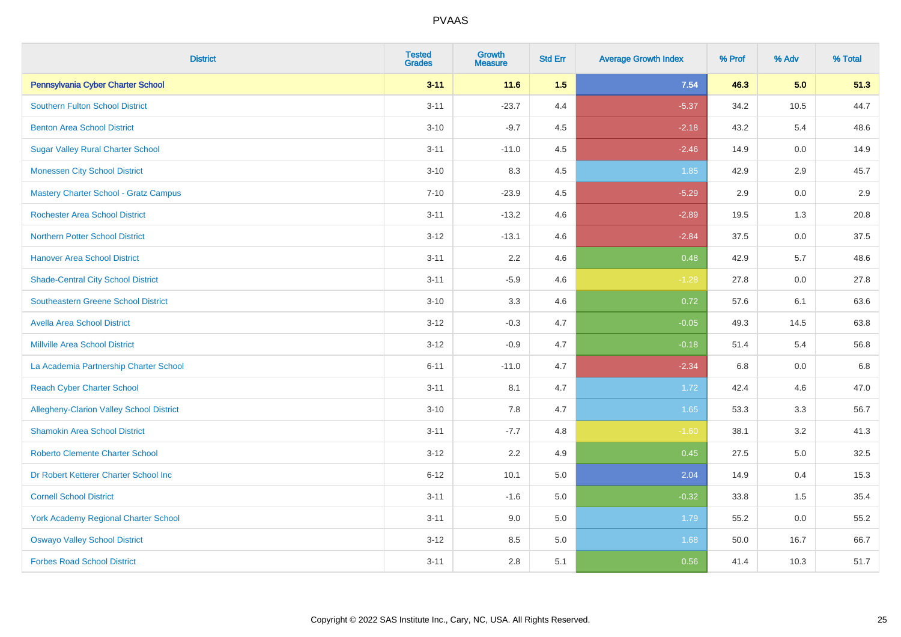# PVAAS

| District | Tested Grades | Growth Measure | Std Err | Average Growth Index | % Prof | % Adv | % Total |
|---|---|---|---|---|---|---|---|
| **Pennsylvania Cyber Charter School** | **3-11** | **11.6** | **1.5** | **7.54** | **46.3** | **5.0** | **51.3** |
| Southern Fulton School District | 3-11 | -23.7 | 4.4 | -5.37 | 34.2 | 10.5 | 44.7 |
| Benton Area School District | 3-10 | -9.7 | 4.5 | -2.18 | 43.2 | 5.4 | 48.6 |
| Sugar Valley Rural Charter School | 3-11 | -11.0 | 4.5 | -2.46 | 14.9 | 0.0 | 14.9 |
| Monessen City School District | 3-10 | 8.3 | 4.5 | 1.85 | 42.9 | 2.9 | 45.7 |
| Mastery Charter School - Gratz Campus | 7-10 | -23.9 | 4.5 | -5.29 | 2.9 | 0.0 | 2.9 |
| Rochester Area School District | 3-11 | -13.2 | 4.6 | -2.89 | 19.5 | 1.3 | 20.8 |
| Northern Potter School District | 3-12 | -13.1 | 4.6 | -2.84 | 37.5 | 0.0 | 37.5 |
| Hanover Area School District | 3-11 | 2.2 | 4.6 | 0.48 | 42.9 | 5.7 | 48.6 |
| Shade-Central City School District | 3-11 | -5.9 | 4.6 | -1.28 | 27.8 | 0.0 | 27.8 |
| Southeastern Greene School District | 3-10 | 3.3 | 4.6 | 0.72 | 57.6 | 6.1 | 63.6 |
| Avella Area School District | 3-12 | -0.3 | 4.7 | -0.05 | 49.3 | 14.5 | 63.8 |
| Millville Area School District | 3-12 | -0.9 | 4.7 | -0.18 | 51.4 | 5.4 | 56.8 |
| La Academia Partnership Charter School | 6-11 | -11.0 | 4.7 | -2.34 | 6.8 | 0.0 | 6.8 |
| Reach Cyber Charter School | 3-11 | 8.1 | 4.7 | 1.72 | 42.4 | 4.6 | 47.0 |
| Allegheny-Clarion Valley School District | 3-10 | 7.8 | 4.7 | 1.65 | 53.3 | 3.3 | 56.7 |
| Shamokin Area School District | 3-11 | -7.7 | 4.8 | -1.60 | 38.1 | 3.2 | 41.3 |
| Roberto Clemente Charter School | 3-12 | 2.2 | 4.9 | 0.45 | 27.5 | 5.0 | 32.5 |
| Dr Robert Ketterer Charter School Inc | 6-12 | 10.1 | 5.0 | 2.04 | 14.9 | 0.4 | 15.3 |
| Cornell School District | 3-11 | -1.6 | 5.0 | -0.32 | 33.8 | 1.5 | 35.4 |
| York Academy Regional Charter School | 3-11 | 9.0 | 5.0 | 1.79 | 55.2 | 0.0 | 55.2 |
| Oswayo Valley School District | 3-12 | 8.5 | 5.0 | 1.68 | 50.0 | 16.7 | 66.7 |
| Forbes Road School District | 3-11 | 2.8 | 5.1 | 0.56 | 41.4 | 10.3 | 51.7 |

Copyright © 2022 SAS Institute Inc., Cary, NC, USA. All Rights Reserved.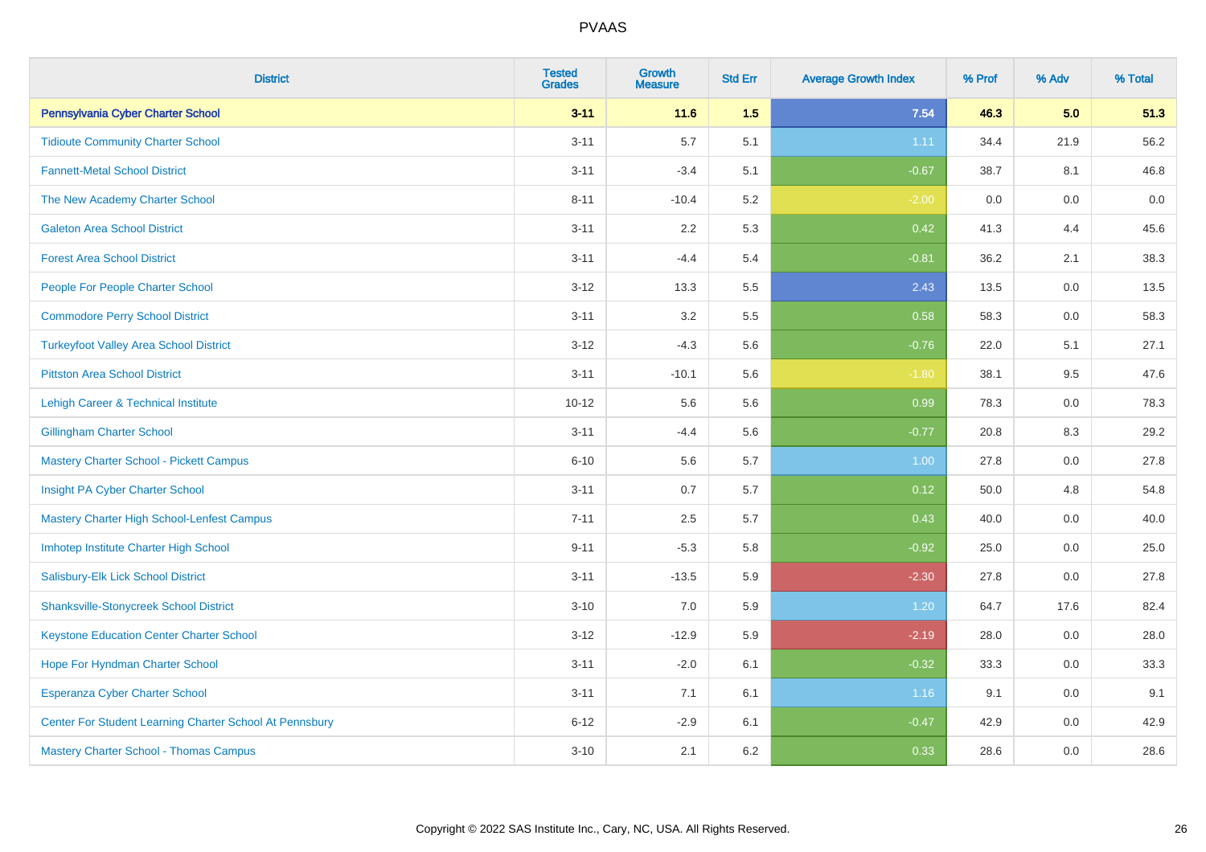| District | Tested Grades | Growth Measure | Std Err | Average Growth Index | % Prof | % Adv | % Total |
|---|---|---|---|---|---|---|---|
| **Pennsylvania Cyber Charter School** | **3-11** | **11.6** | **1.5** | **7.54** | **46.3** | **5.0** | **51.3** |
| Tidioute Community Charter School | 3-11 | 5.7 | 5.1 | 1.11 | 34.4 | 21.9 | 56.2 |
| Fannett-Metal School District | 3-11 | -3.4 | 5.1 | -0.67 | 38.7 | 8.1 | 46.8 |
| The New Academy Charter School | 8-11 | -10.4 | 5.2 | -2.00 | 0.0 | 0.0 | 0.0 |
| Galeton Area School District | 3-11 | 2.2 | 5.3 | 0.42 | 41.3 | 4.4 | 45.6 |
| Forest Area School District | 3-11 | -4.4 | 5.4 | -0.81 | 36.2 | 2.1 | 38.3 |
| People For People Charter School | 3-12 | 13.3 | 5.5 | 2.43 | 13.5 | 0.0 | 13.5 |
| Commodore Perry School District | 3-11 | 3.2 | 5.5 | 0.58 | 58.3 | 0.0 | 58.3 |
| Turkeyfoot Valley Area School District | 3-12 | -4.3 | 5.6 | -0.76 | 22.0 | 5.1 | 27.1 |
| Pittston Area School District | 3-11 | -10.1 | 5.6 | -1.80 | 38.1 | 9.5 | 47.6 |
| Lehigh Career & Technical Institute | 10-12 | 5.6 | 5.6 | 0.99 | 78.3 | 0.0 | 78.3 |
| Gillingham Charter School | 3-11 | -4.4 | 5.6 | -0.77 | 20.8 | 8.3 | 29.2 |
| Mastery Charter School - Pickett Campus | 6-10 | 5.6 | 5.7 | 1.00 | 27.8 | 0.0 | 27.8 |
| Insight PA Cyber Charter School | 3-11 | 0.7 | 5.7 | 0.12 | 50.0 | 4.8 | 54.8 |
| Mastery Charter High School-Lenfest Campus | 7-11 | 2.5 | 5.7 | 0.43 | 40.0 | 0.0 | 40.0 |
| Imhotep Institute Charter High School | 9-11 | -5.3 | 5.8 | -0.92 | 25.0 | 0.0 | 25.0 |
| Salisbury-Elk Lick School District | 3-11 | -13.5 | 5.9 | -2.30 | 27.8 | 0.0 | 27.8 |
| Shanksville-Stonycreek School District | 3-10 | 7.0 | 5.9 | 1.20 | 64.7 | 17.6 | 82.4 |
| Keystone Education Center Charter School | 3-12 | -12.9 | 5.9 | -2.19 | 28.0 | 0.0 | 28.0 |
| Hope For Hyndman Charter School | 3-11 | -2.0 | 6.1 | -0.32 | 33.3 | 0.0 | 33.3 |
| Esperanza Cyber Charter School | 3-11 | 7.1 | 6.1 | 1.16 | 9.1 | 0.0 | 9.1 |
| Center For Student Learning Charter School At Pennsbury | 6-12 | -2.9 | 6.1 | -0.47 | 42.9 | 0.0 | 42.9 |
| Mastery Charter School - Thomas Campus | 3-10 | 2.1 | 6.2 | 0.33 | 28.6 | 0.0 | 28.6 |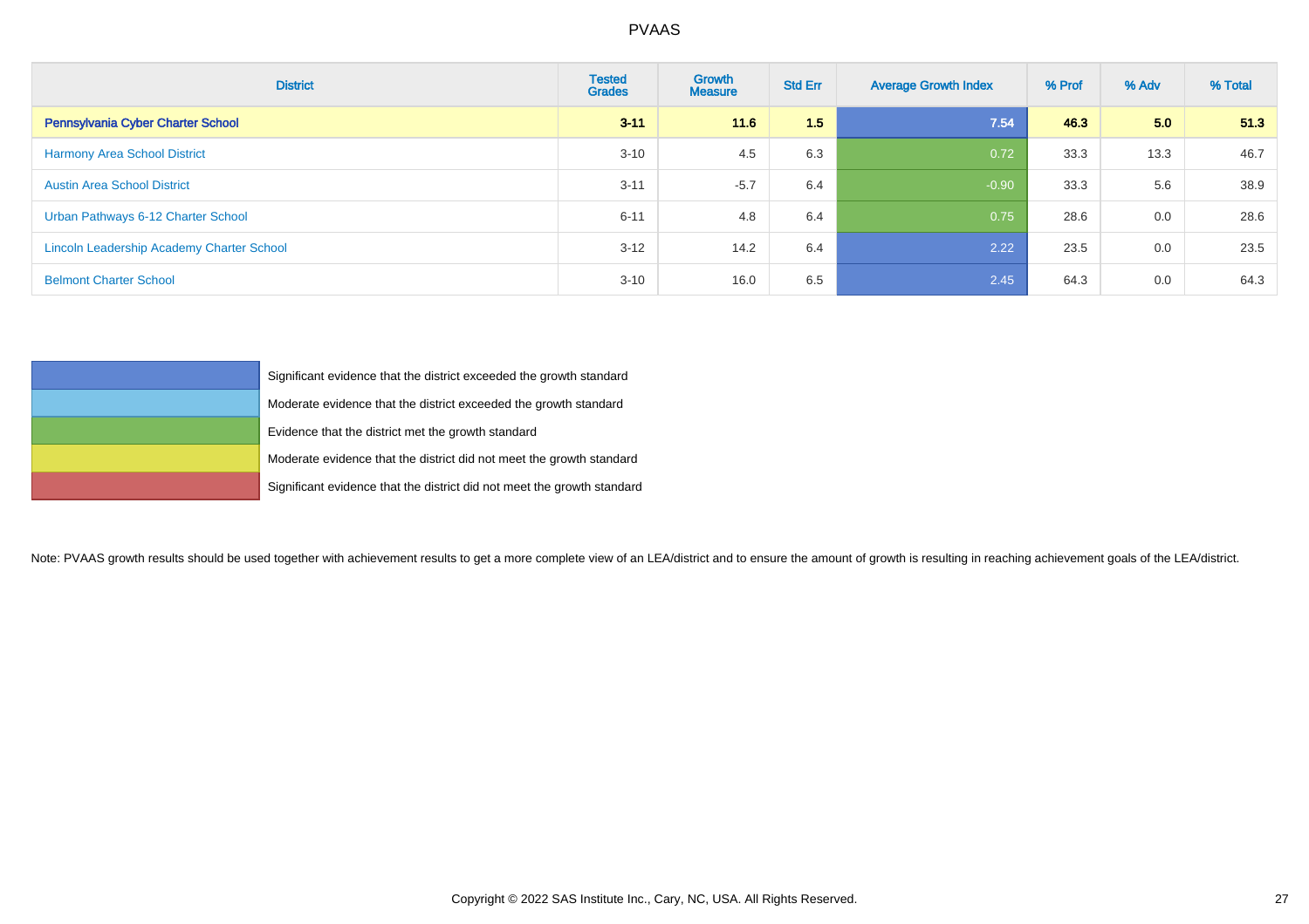# PVAAS

| District | Tested Grades | Growth Measure | Std Err | Average Growth Index | % Prof | % Adv | % Total |
|---|---|---|---|---|---|---|---|
| **Pennsylvania Cyber Charter School** | **3-11** | **11.6** | **1.5** | **7.54** | **46.3** | **5.0** | **51.3** |
| Harmony Area School District | 3-10 | 4.5 | 6.3 | 0.72 | 33.3 | 13.3 | 46.7 |
| Austin Area School District | 3-11 | -5.7 | 6.4 | -0.90 | 33.3 | 5.6 | 38.9 |
| Urban Pathways 6-12 Charter School | 6-11 | 4.8 | 6.4 | 0.75 | 28.6 | 0.0 | 28.6 |
| Lincoln Leadership Academy Charter School | 3-12 | 14.2 | 6.4 | 2.22 | 23.5 | 0.0 | 23.5 |
| Belmont Charter School | 3-10 | 16.0 | 6.5 | 2.45 | 64.3 | 0.0 | 64.3 |

Significant evidence that the district exceeded the growth standard

Moderate evidence that the district exceeded the growth standard

Evidence that the district met the growth standard

Moderate evidence that the district did not meet the growth standard

Significant evidence that the district did not meet the growth standard

Note: PVAAS growth results should be used together with achievement results to get a more complete view of an LEA/district and to ensure the amount of growth is resulting in reaching achievement goals of the LEA/district.

Copyright © 2022 SAS Institute Inc., Cary, NC, USA. All Rights Reserved.